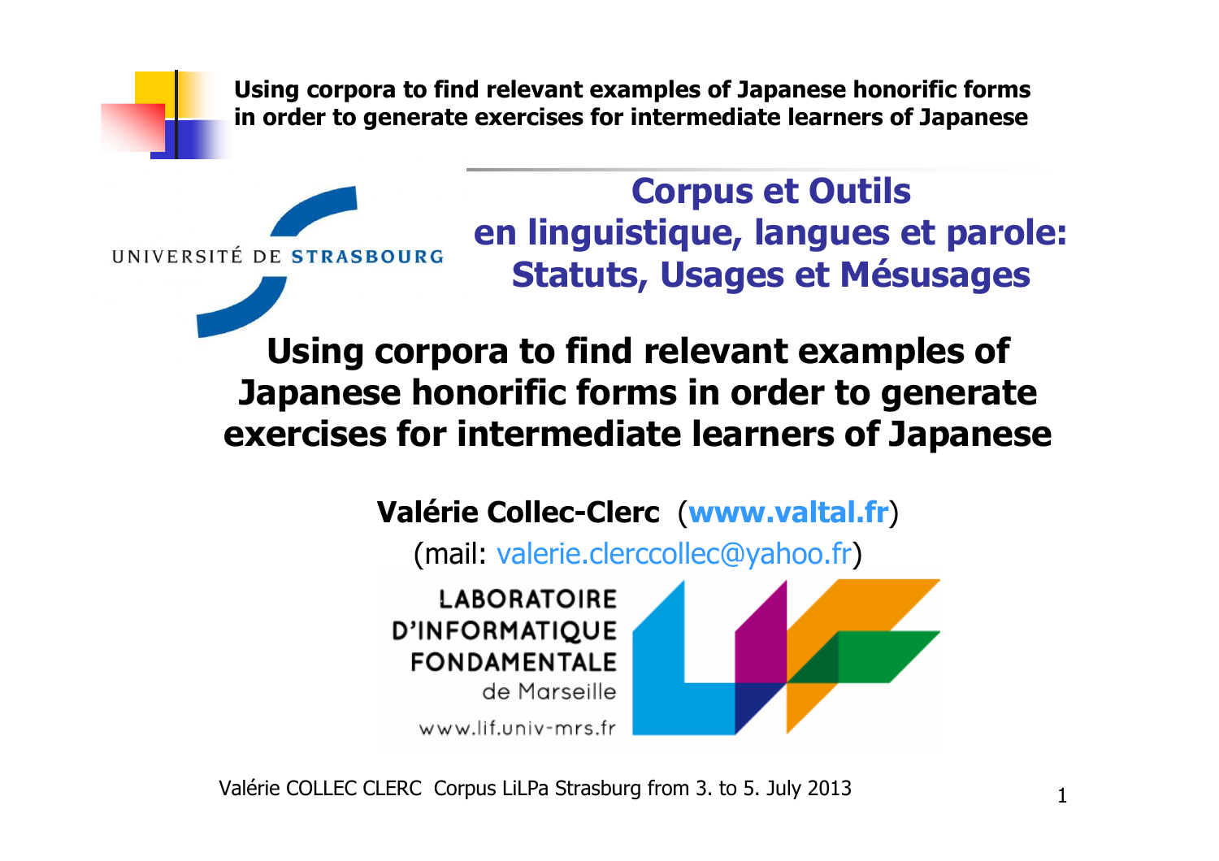Using corpora to find relevant examples of Japanese honorific forms in order to generate exercises for intermediate learners of Japanese

UNIVERSITÉ DE STRASBOURG

## Corpus et Outils en linguistique, langues et parole: Statuts, Usages et Mésusages

# Using corpora to find relevant examples of Japanese honorific forms in order to generate exercises for intermediate learners of Japanese

**Valérie Collec-Clerc** (**www.valtal.fr**)

(mail: valerie.clerccollec@yahoo.fr)

LABORATOIRE D'INFORMATIQUE FONDAMENTALE de Marseille

www.lif.univ-mrs.fr

Valérie COLLEC CLERC Corpus LiLPa Strasburg from 3. to 5. July 2013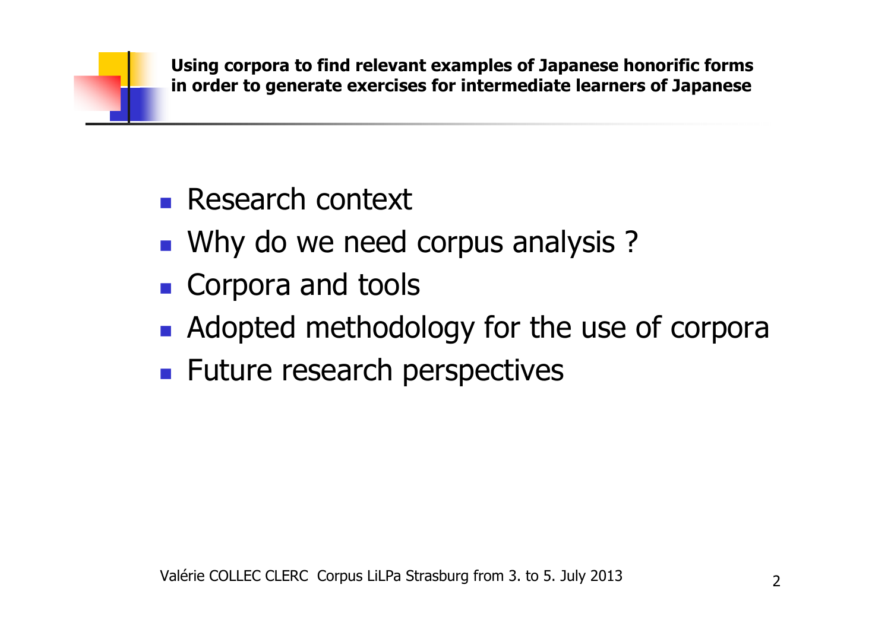- Research context
- Why do we need corpus analysis ?
- Corpora and tools
- Adopted methodology for the use of corpora
- Future research perspectives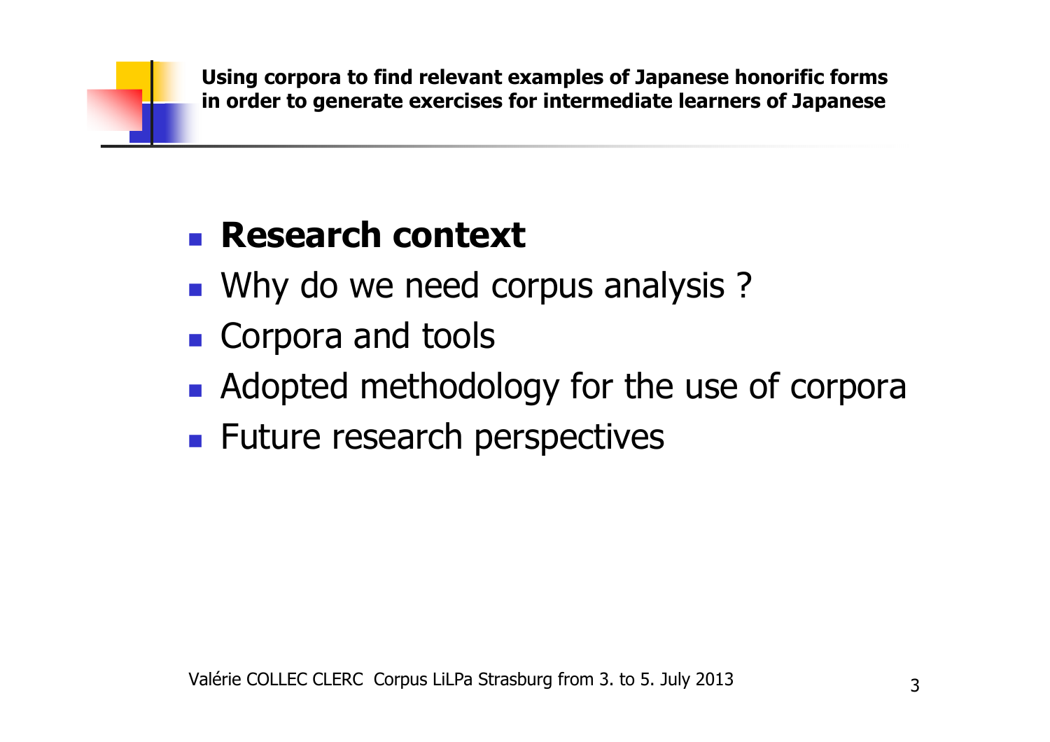**Using corpora to find relevant examples of Japanese honorific forms in order to generate exercises for intermediate learners of Japanese**

- **Research context**
- Why do we need corpus analysis ?
- Corpora and tools
- Adopted methodology for the use of corpora
- Future research perspectives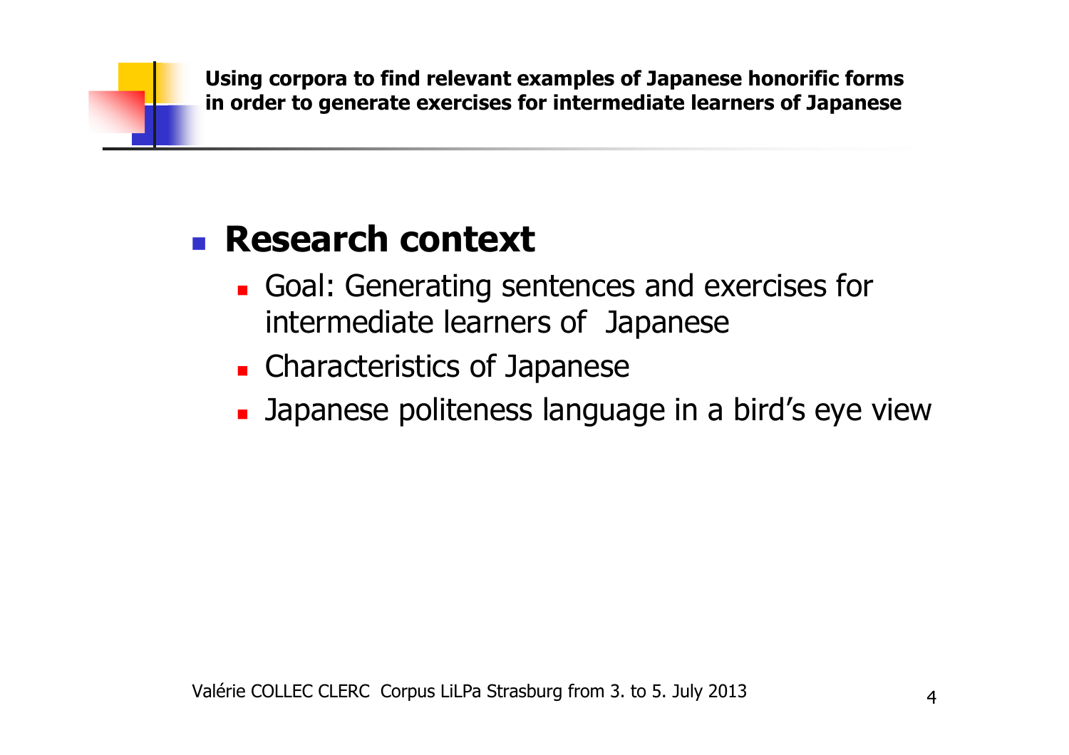## Research context

- Goal: Generating sentences and exercises for intermediate learners of Japanese
- Characteristics of Japanese
- Japanese politeness language in a bird's eye view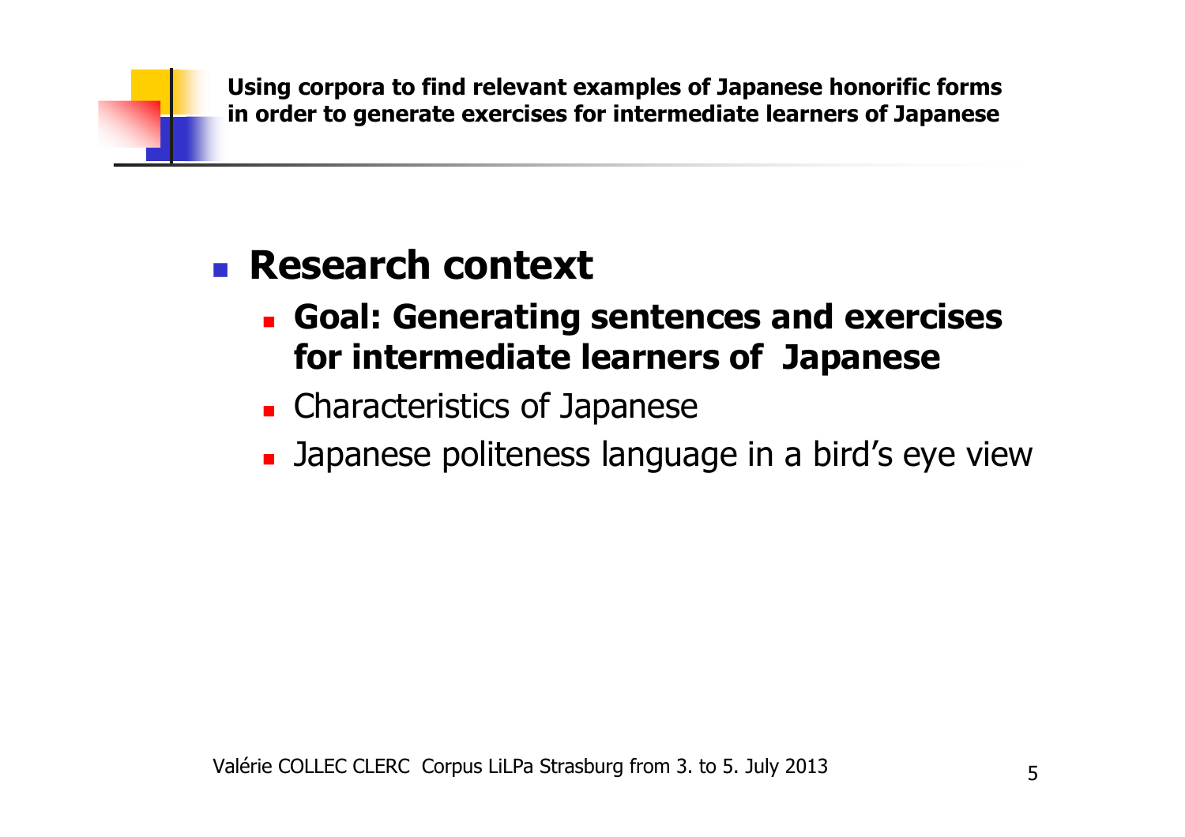- **Research context**
  - **Goal: Generating sentences and exercises for intermediate learners of Japanese**
  - Characteristics of Japanese
  - Japanese politeness language in a bird's eye view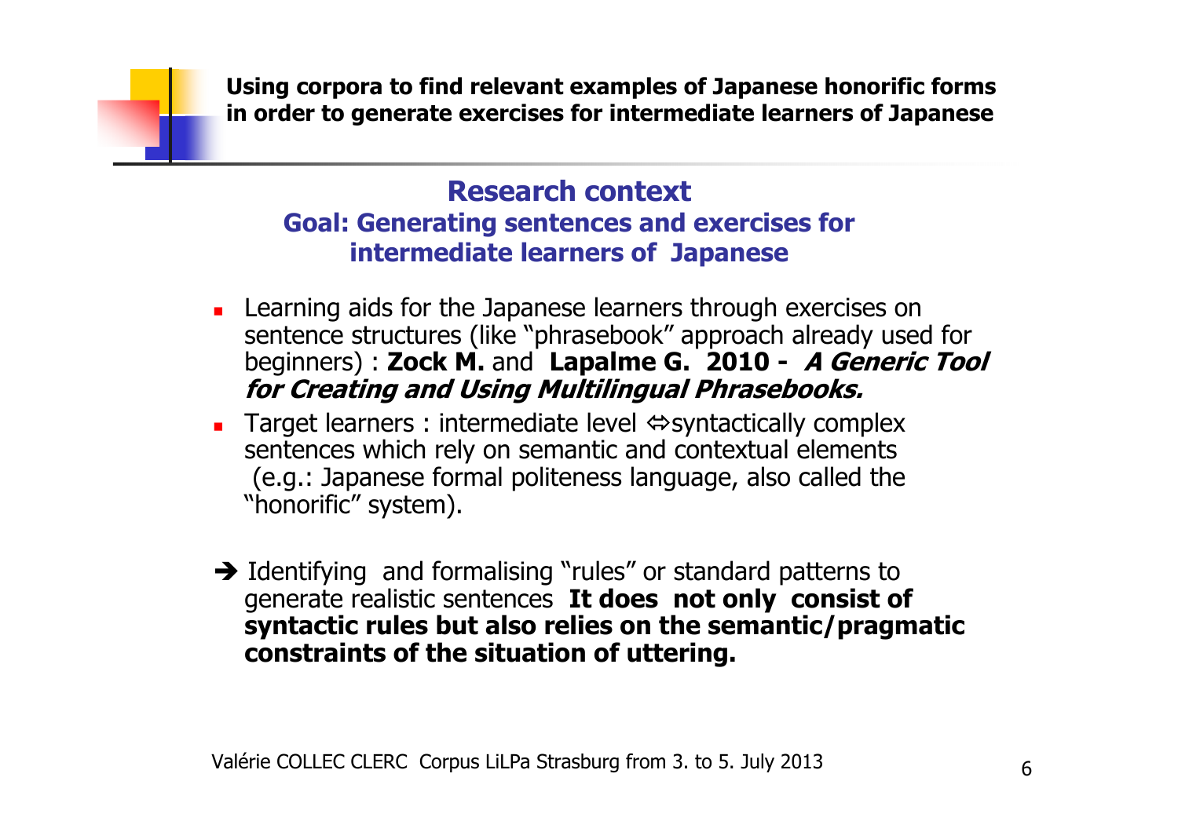## Research context

### Goal: Generating sentences and exercises for intermediate learners of Japanese

- Learning aids for the Japanese learners through exercises on sentence structures (like "phrasebook" approach already used for beginners) : **Zock M.** and **Lapalme G. 2010 -** ***A Generic Tool for Creating and Using Multilingual Phrasebooks.***
- Target learners : intermediate level ⇔syntactically complex sentences which rely on semantic and contextual elements (e.g.: Japanese formal politeness language, also called the "honorific" system).

➔ Identifying and formalising "rules" or standard patterns to generate realistic sentences **It does not only consist of syntactic rules but also relies on the semantic/pragmatic constraints of the situation of uttering.**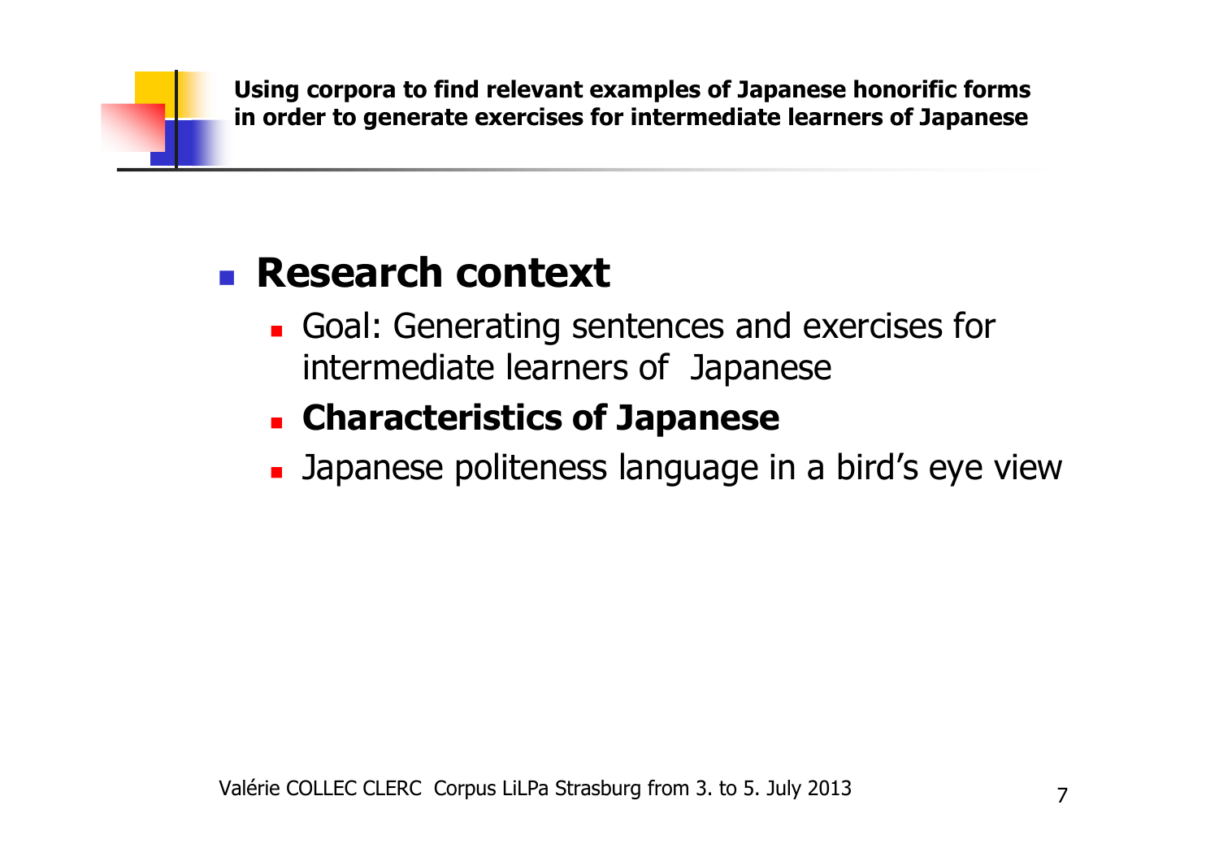- **Research context**
  - Goal: Generating sentences and exercises for intermediate learners of Japanese
  - **Characteristics of Japanese**
  - Japanese politeness language in a bird's eye view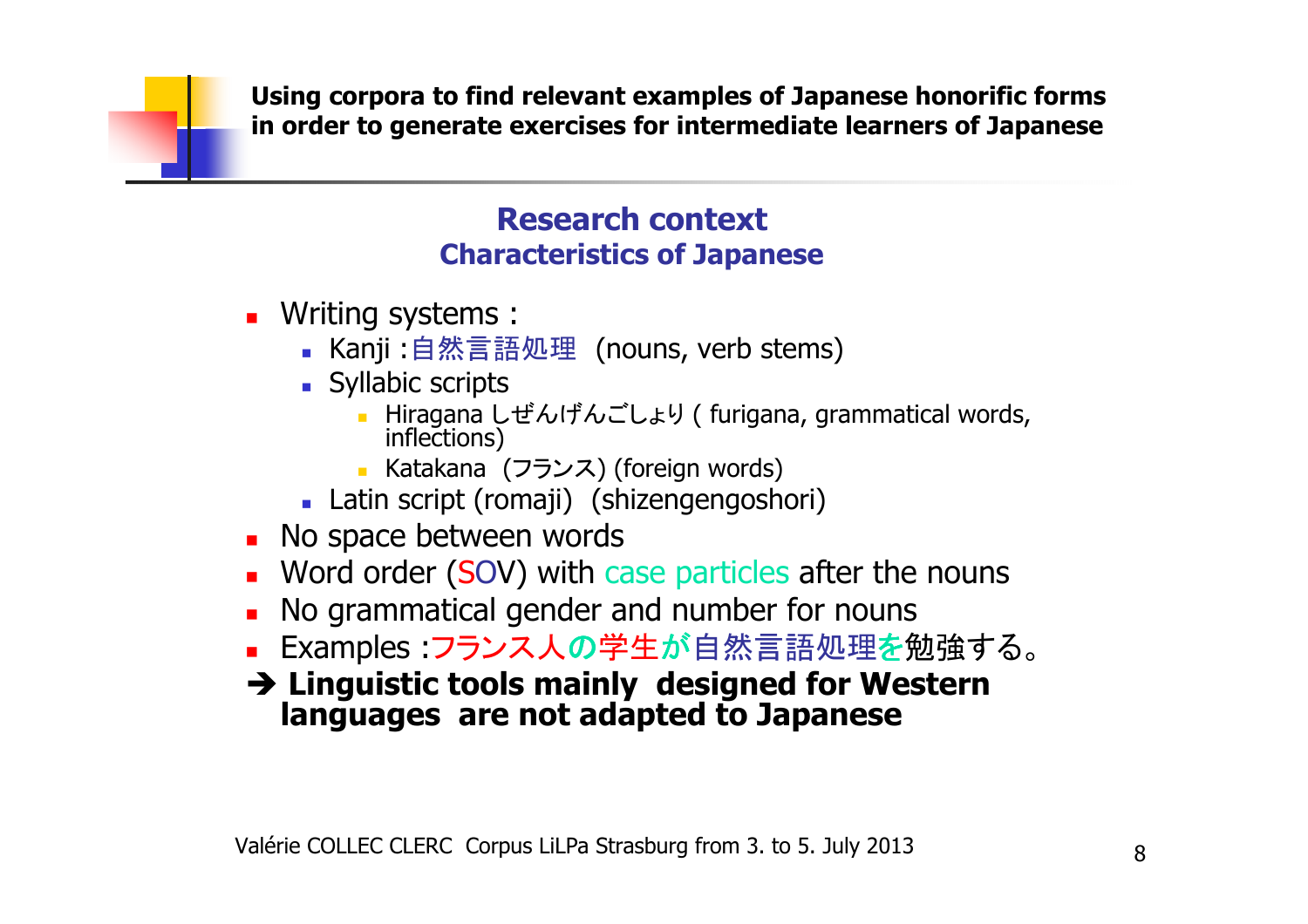**Using corpora to find relevant examples of Japanese honorific forms in order to generate exercises for intermediate learners of Japanese**

## Research context

### Characteristics of Japanese

- Writing systems :
  - Kanji : 自然言語処理 (nouns, verb stems)
  - Syllabic scripts
    - Hiragana しぜんげんごしょり ( furigana, grammatical words, inflections)
    - Katakana (フランス) (foreign words)
  - Latin script (romaji) (shizengengoshori)
- No space between words
- Word order (SOV) with case particles after the nouns
- No grammatical gender and number for nouns
- Examples : フランス人の学生が自然言語処理を勉強する。

➔ **Linguistic tools mainly designed for Western languages are not adapted to Japanese**

Valérie COLLEC CLERC Corpus LiLPa Strasburg from 3. to 5. July 2013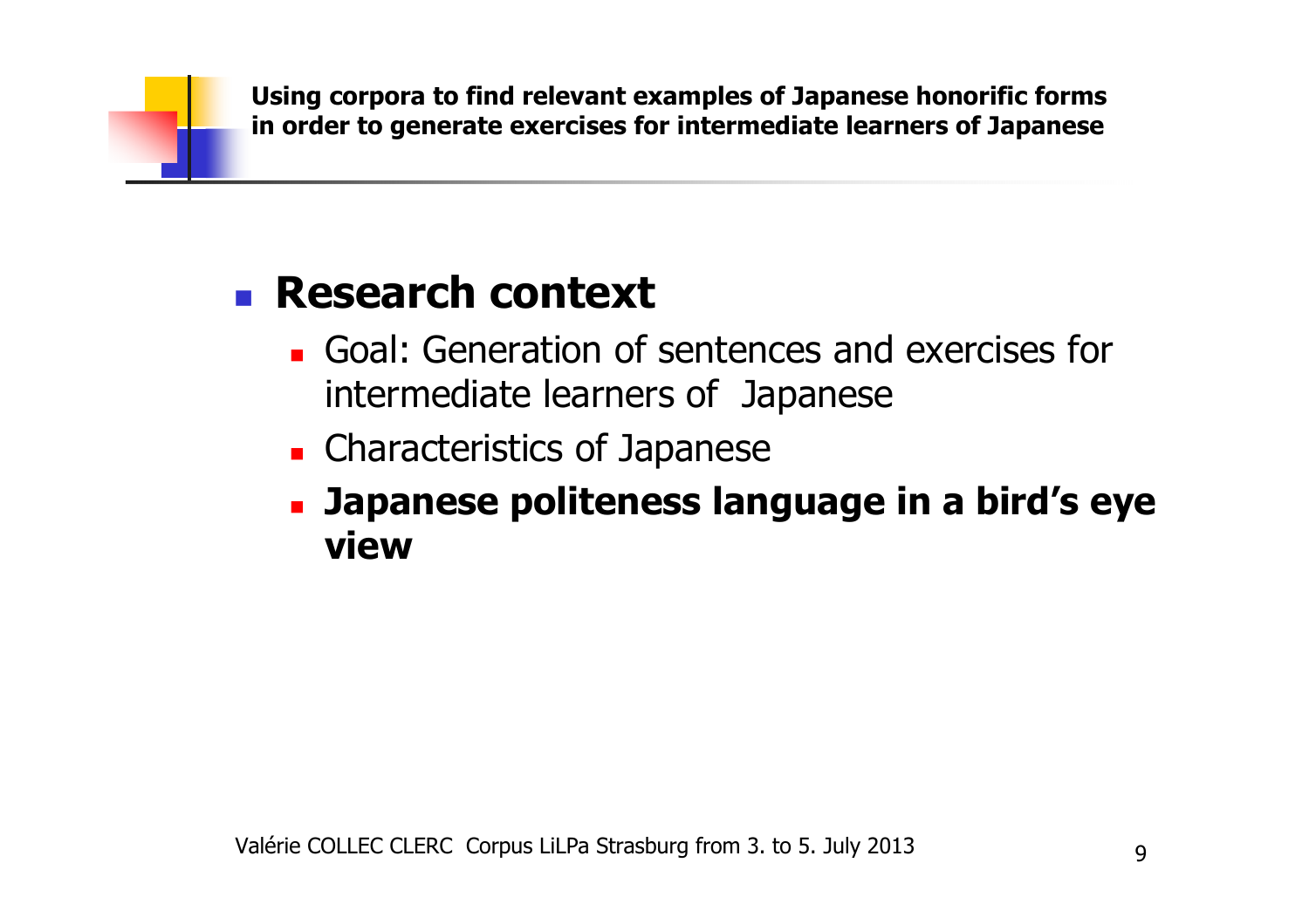- **Research context**
  - Goal: Generation of sentences and exercises for intermediate learners of Japanese
  - Characteristics of Japanese
  - **Japanese politeness language in a bird's eye view**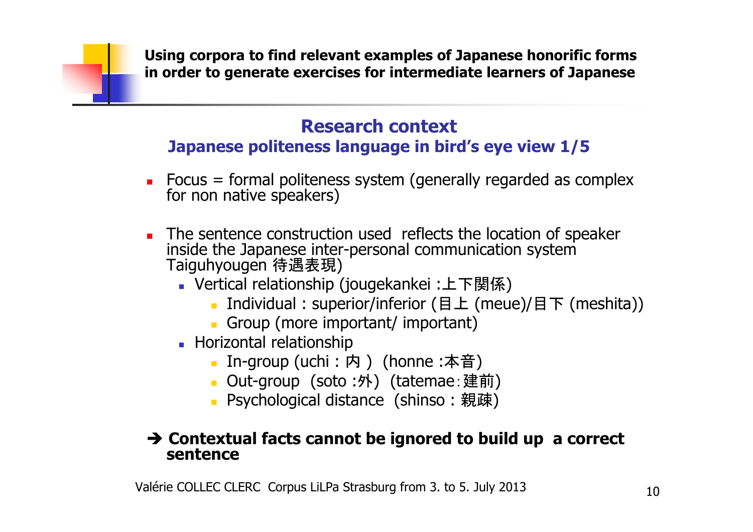## Research context

### Japanese politeness language in bird's eye view 1/5

- Focus = formal politeness system (generally regarded as complex for non native speakers)
- The sentence construction used reflects the location of speaker inside the Japanese inter-personal communication system Taiguhyougen 待遇表現)
  - Vertical relationship (jougekankei :上下関係)
    - Individual : superior/inferior (目上 (meue)/目下 (meshita))
    - Group (more important/ important)
  - Horizontal relationship
    - In-group (uchi : 内 ) (honne :本音)
    - Out-group (soto :外) (tatemae：建前)
    - Psychological distance (shinso : 親疎)

**➔ Contextual facts cannot be ignored to build up a correct sentence**

Valérie COLLEC CLERC Corpus LiLPa Strasburg from 3. to 5. July 2013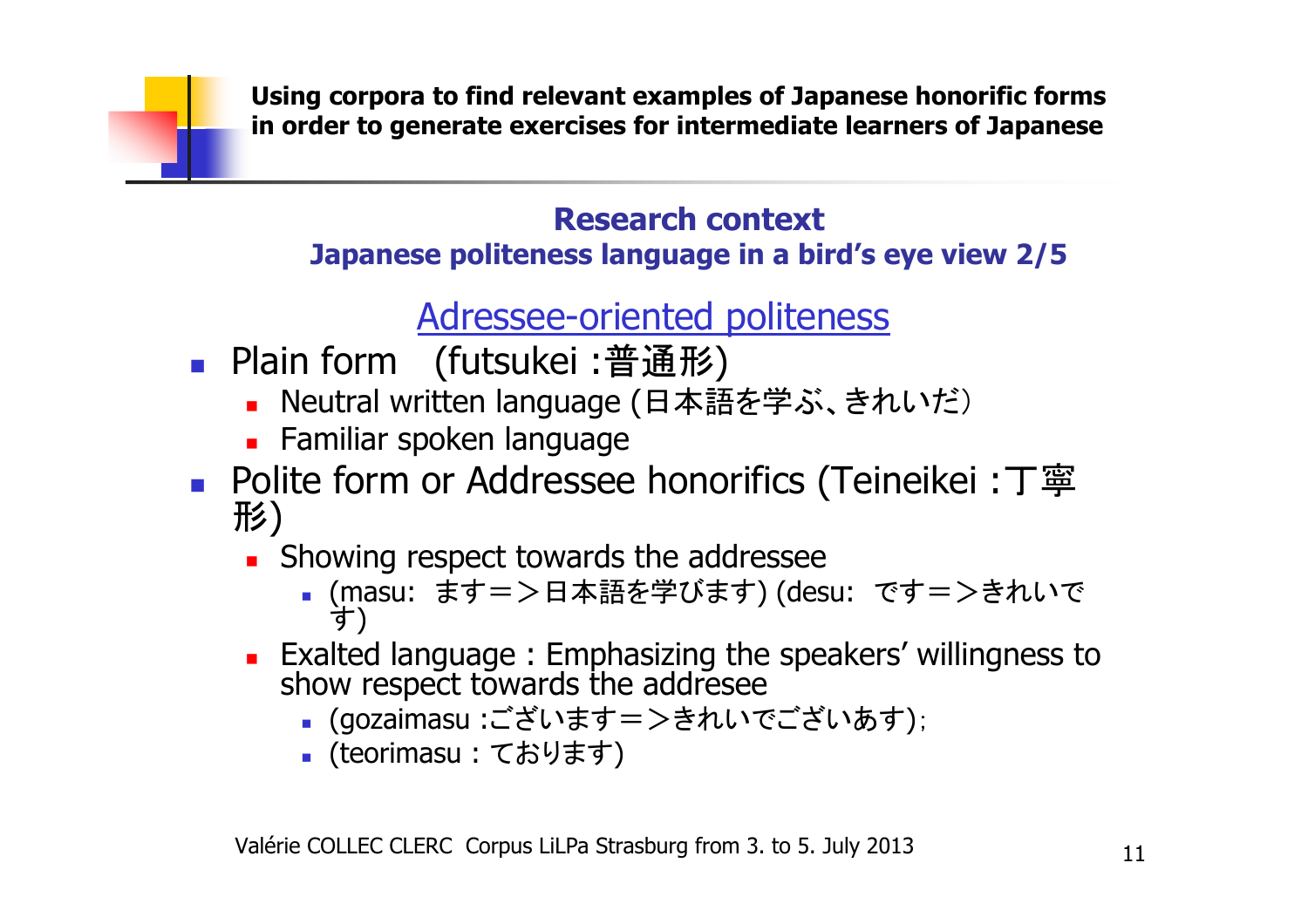## Research context

### Japanese politeness language in a bird's eye view 2/5

Adressee-oriented politeness

- Plain form (futsukei :普通形)
  - Neutral written language (日本語を学ぶ、きれいだ）
  - Familiar spoken language
- Polite form or Addressee honorifics (Teineikei :丁寧形)
  - Showing respect towards the addressee
    - (masu: ます＝＞日本語を学びます) (desu: です＝＞きれいです)
  - Exalted language : Emphasizing the speakers' willingness to show respect towards the addresee
    - (gozaimasu :ございます＝＞きれいでございあす);
    - (teorimasu : ております)

Valérie COLLEC CLERC Corpus LiLPa Strasburg from 3. to 5. July 2013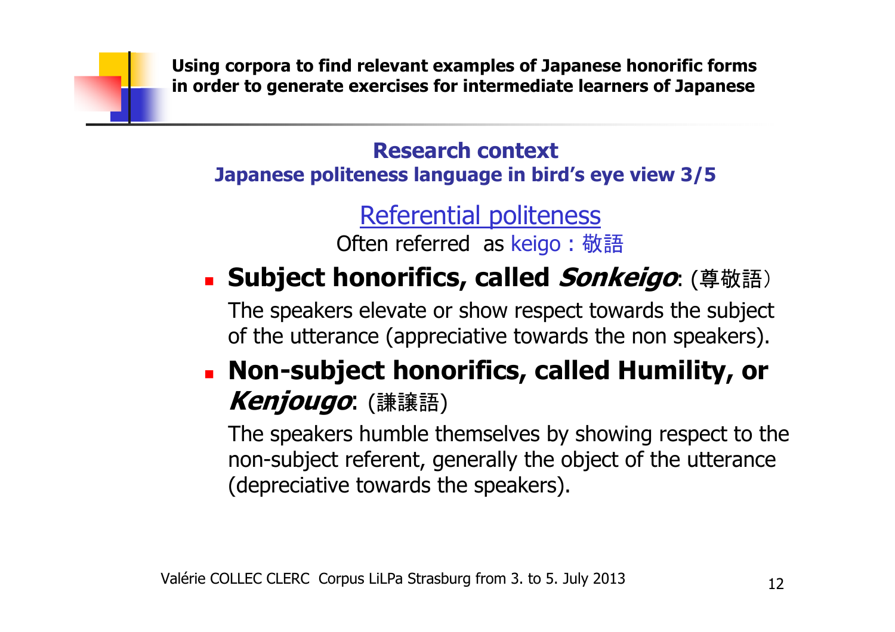## Research context

### Japanese politeness language in bird's eye view 3/5

Referential politeness

Often referred as keigo : 敬語

- **Subject honorifics, called *Sonkeigo*:** (尊敬語)

  The speakers elevate or show respect towards the subject of the utterance (appreciative towards the non speakers).

- **Non-subject honorifics, called Humility, or *Kenjougo*:** (謙譲語)

  The speakers humble themselves by showing respect to the non-subject referent, generally the object of the utterance (depreciative towards the speakers).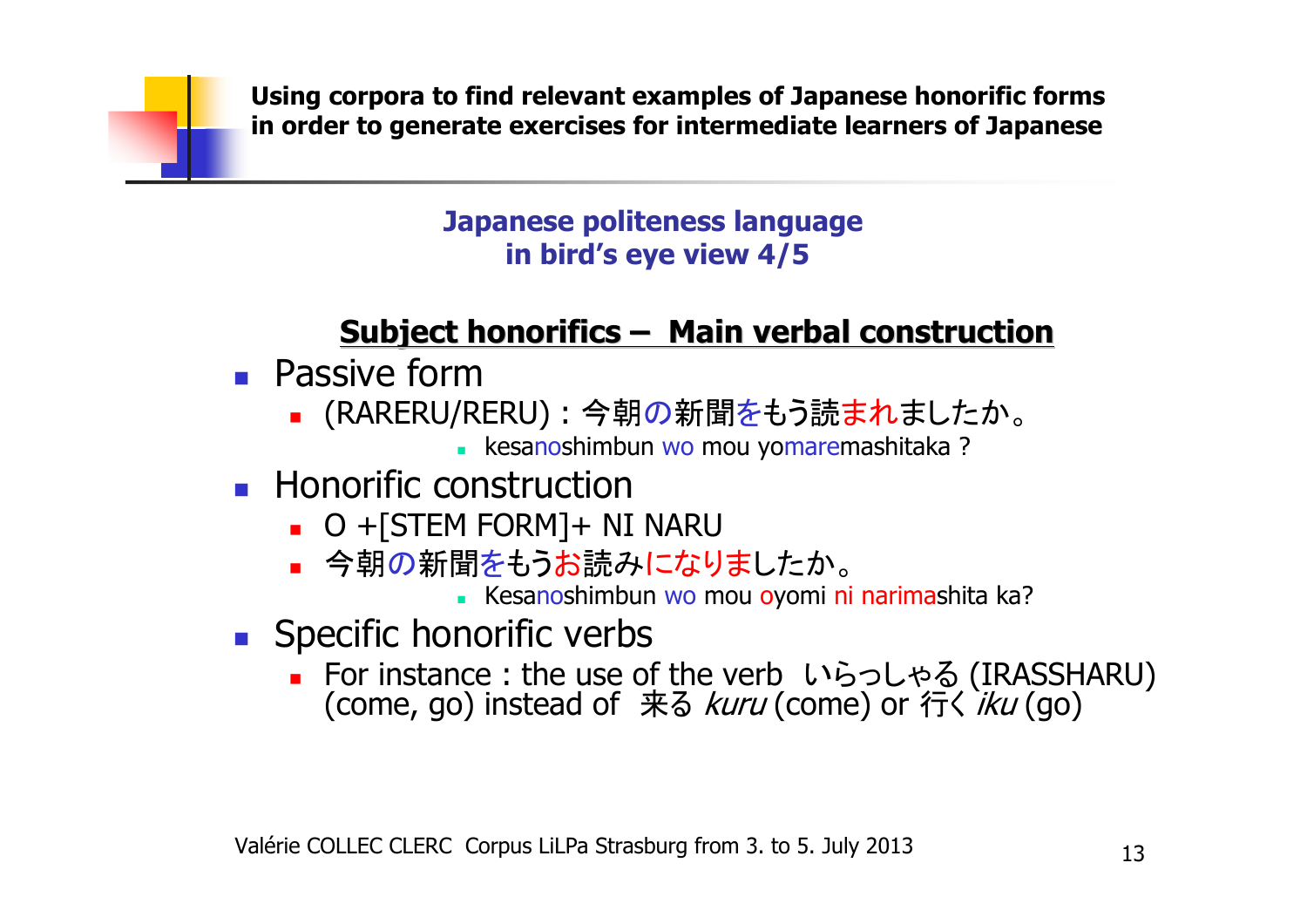# Using corpora to find relevant examples of Japanese honorific forms in order to generate exercises for intermediate learners of Japanese

## Japanese politeness language in bird's eye view 4/5

### Subject honorifics – Main verbal construction

- Passive form
  - (RARERU/RERU) : 今朝の新聞をもう読まれましたか。
    - kesanoshimbun wo mou yomaremashitaka ?
- Honorific construction
  - O +[STEM FORM]+ NI NARU
  - 今朝の新聞をもうお読みになりましたか。
    - Kesanoshimbun wo mou oyomi ni narimashita ka?
- Specific honorific verbs
  - For instance : the use of the verb いらっしゃる (IRASSHARU) (come, go) instead of 来る *kuru* (come) or 行く *iku* (go)

Valérie COLLEC CLERC Corpus LiLPa Strasburg from 3. to 5. July 2013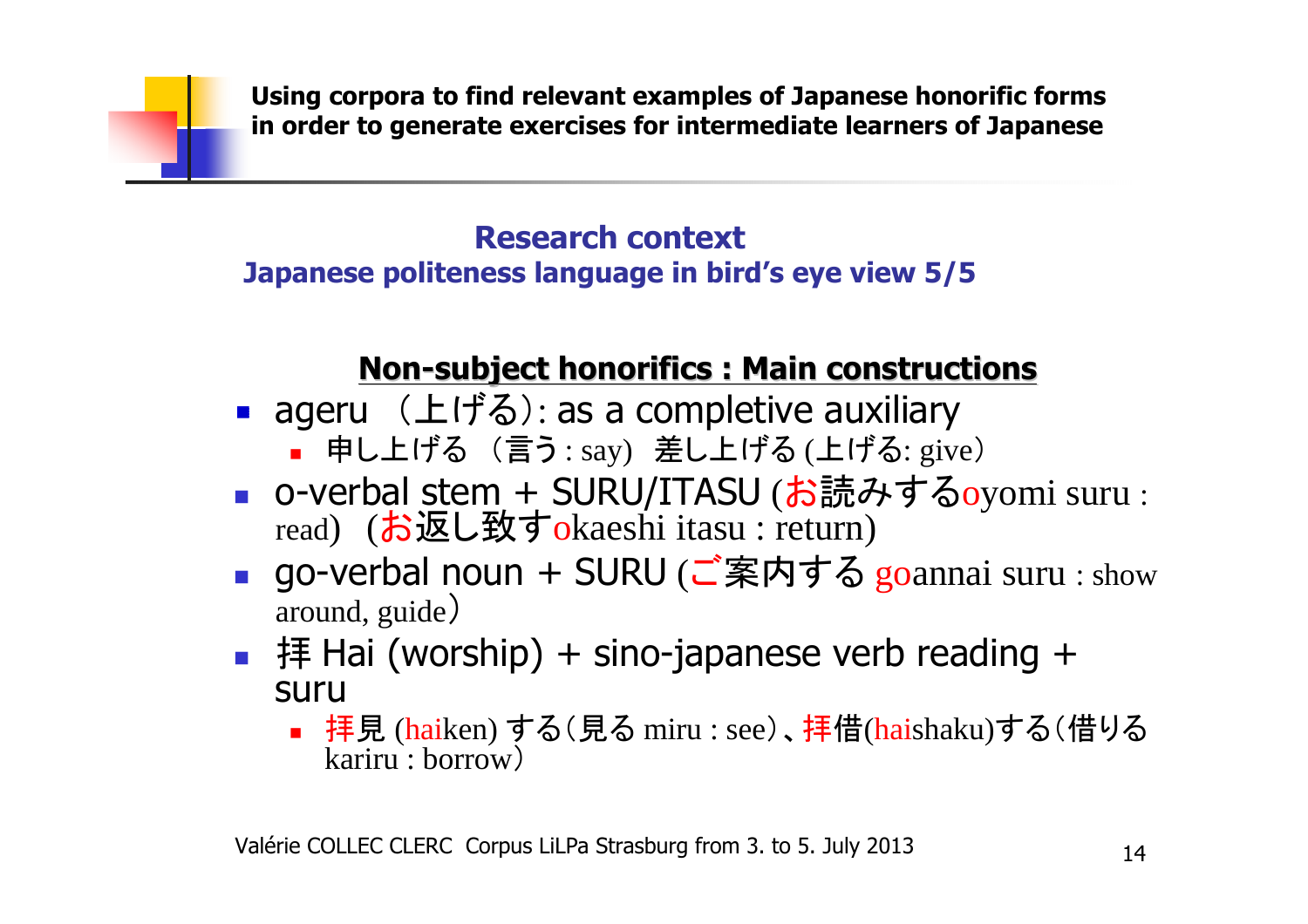**Using corpora to find relevant examples of Japanese honorific forms in order to generate exercises for intermediate learners of Japanese**

## Research context

### Japanese politeness language in bird's eye view 5/5

#### Non-subject honorifics : Main constructions

- ageru （上げる）: as a completive auxiliary
  - 申し上げる （言う : say) 差し上げる (上げる: give）
- o-verbal stem + SURU/ITASU (お読みするoyomi suru : read) (お返し致すokaeshi itasu : return)
- go-verbal noun + SURU (ご案内する goannai suru : show around, guide）
- 拝 Hai (worship) + sino-japanese verb reading + suru
  - 拝見 (haiken) する（見る miru : see）、拝借(haishaku)する（借りる kariru : borrow）

Valérie COLLEC CLERC Corpus LiLPa Strasburg from 3. to 5. July 2013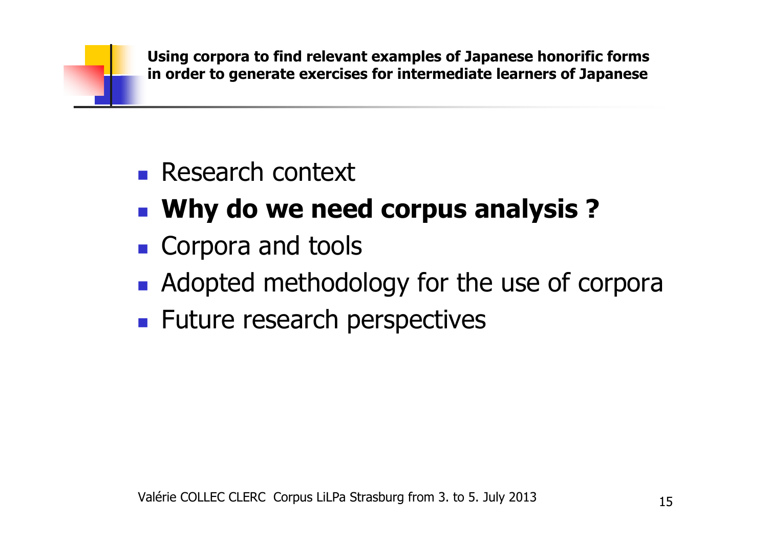- Research context
- **Why do we need corpus analysis ?**
- Corpora and tools
- Adopted methodology for the use of corpora
- Future research perspectives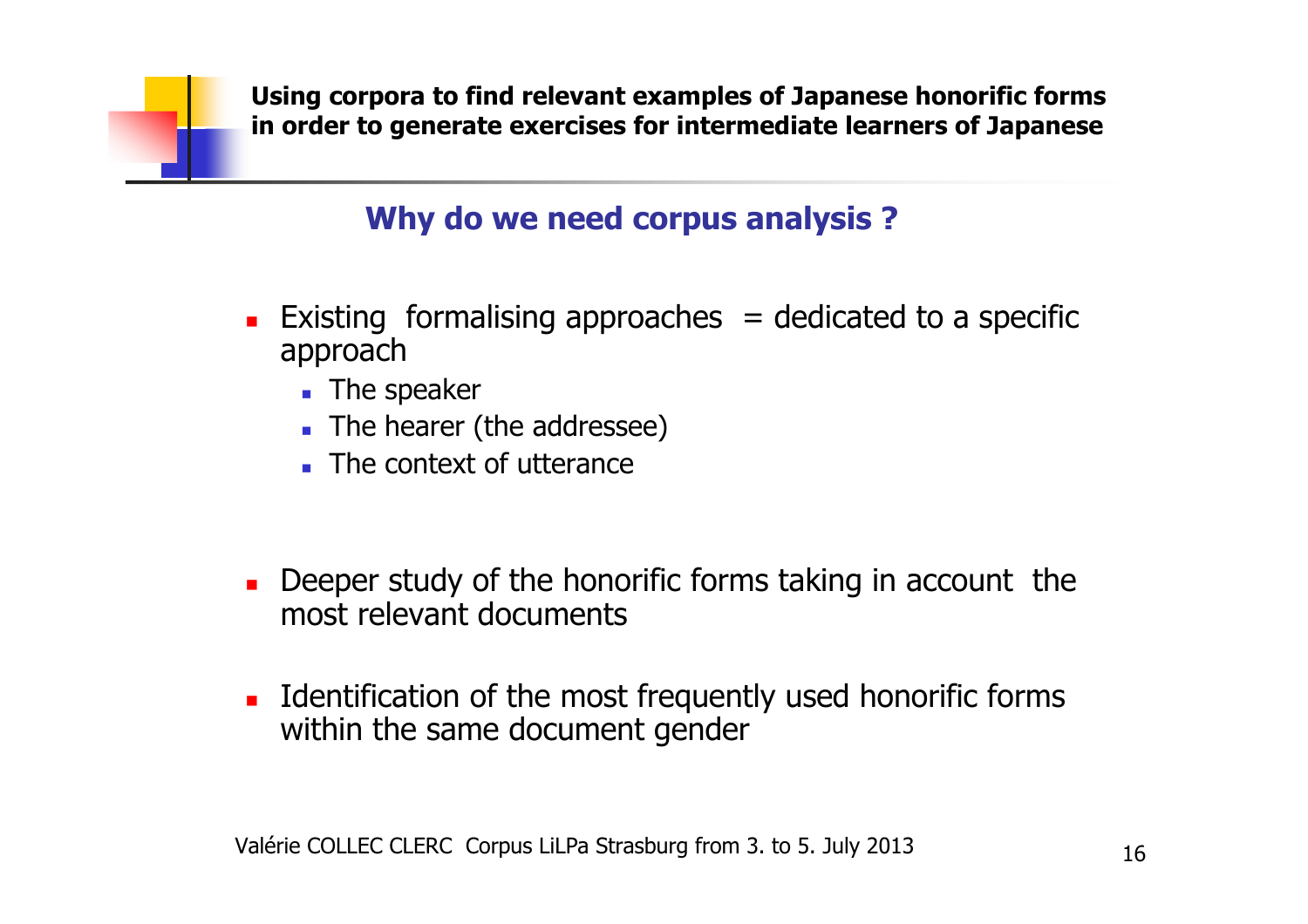## Why do we need corpus analysis ?

- Existing formalising approaches = dedicated to a specific approach
  - The speaker
  - The hearer (the addressee)
  - The context of utterance

- Deeper study of the honorific forms taking in account the most relevant documents

- Identification of the most frequently used honorific forms within the same document gender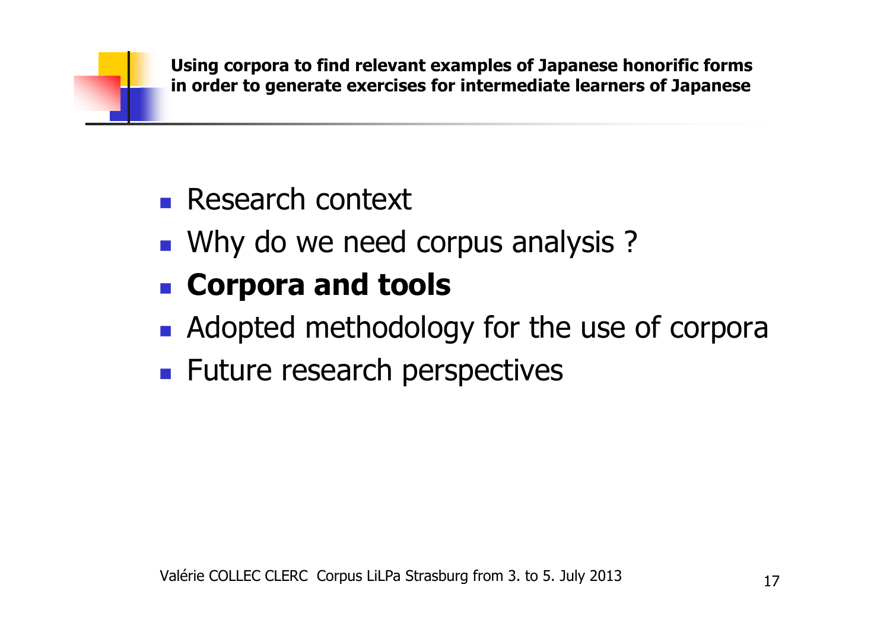- Research context
- Why do we need corpus analysis ?
- **Corpora and tools**
- Adopted methodology for the use of corpora
- Future research perspectives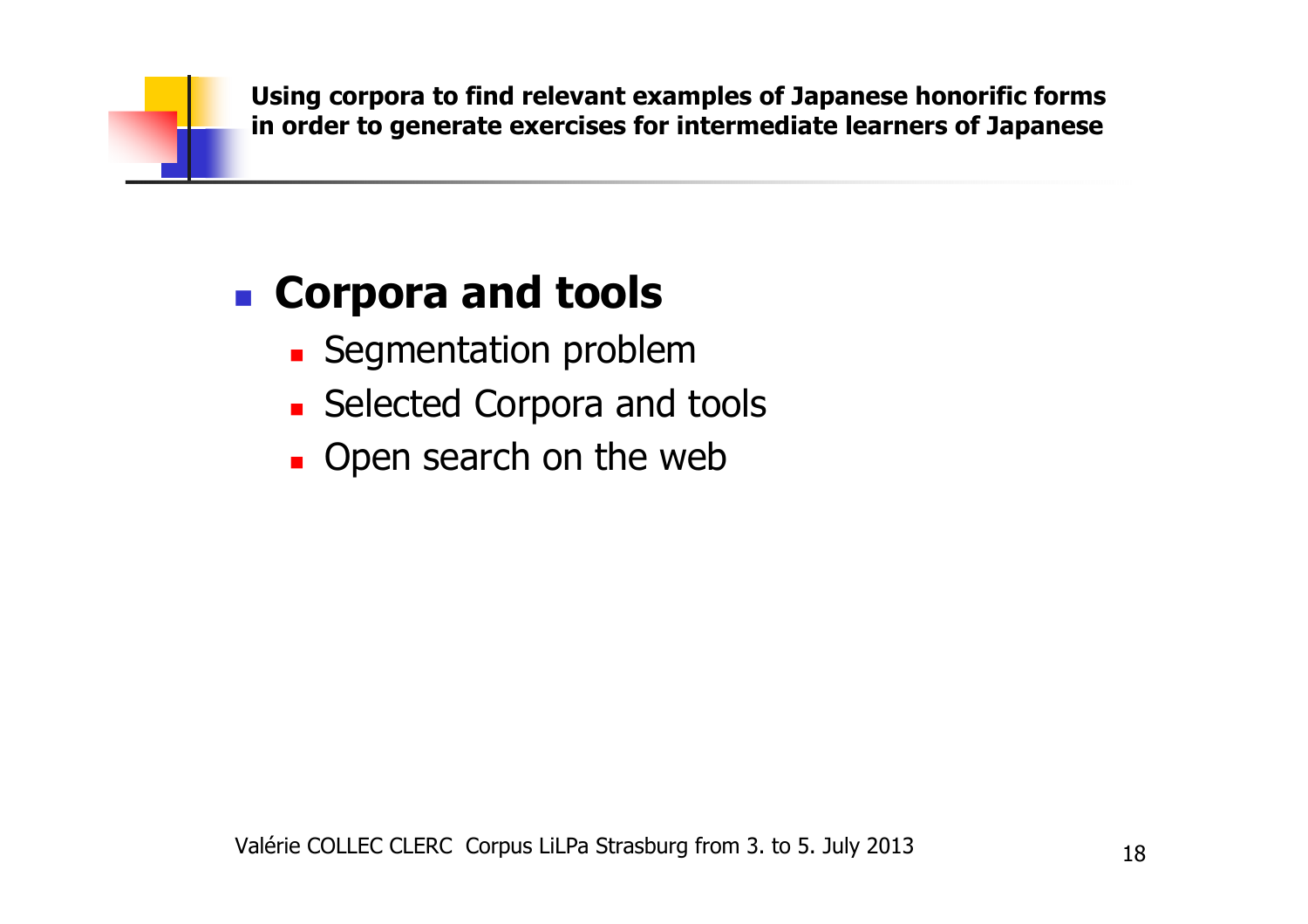- **Corpora and tools**
  - Segmentation problem
  - Selected Corpora and tools
  - Open search on the web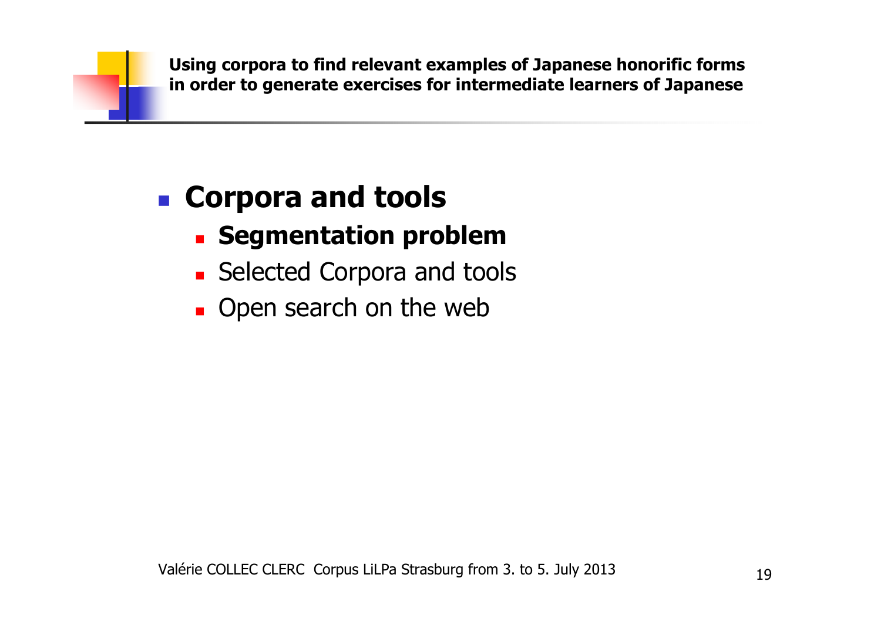- **Corpora and tools**
  - **Segmentation problem**
  - Selected Corpora and tools
  - Open search on the web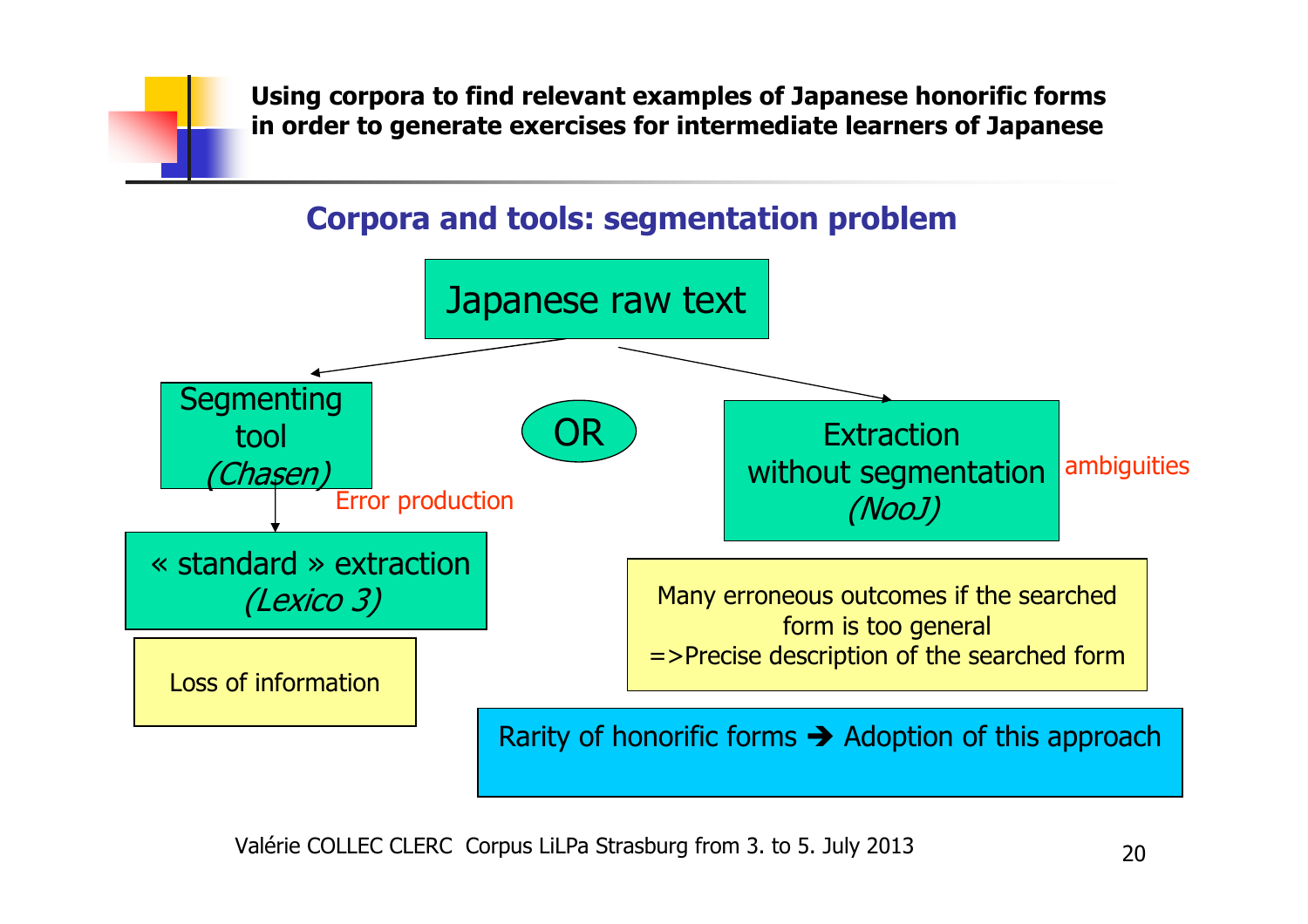## Corpora and tools: segmentation problem

Japanese raw text

Segmenting tool *(Chasen)*

Error production

« standard » extraction *(Lexico 3)*

Loss of information

OR

Extraction without segmentation *(NooJ)*

ambiguities

Many erroneous outcomes if the searched form is too general
=>Precise description of the searched form

Rarity of honorific forms ➔ Adoption of this approach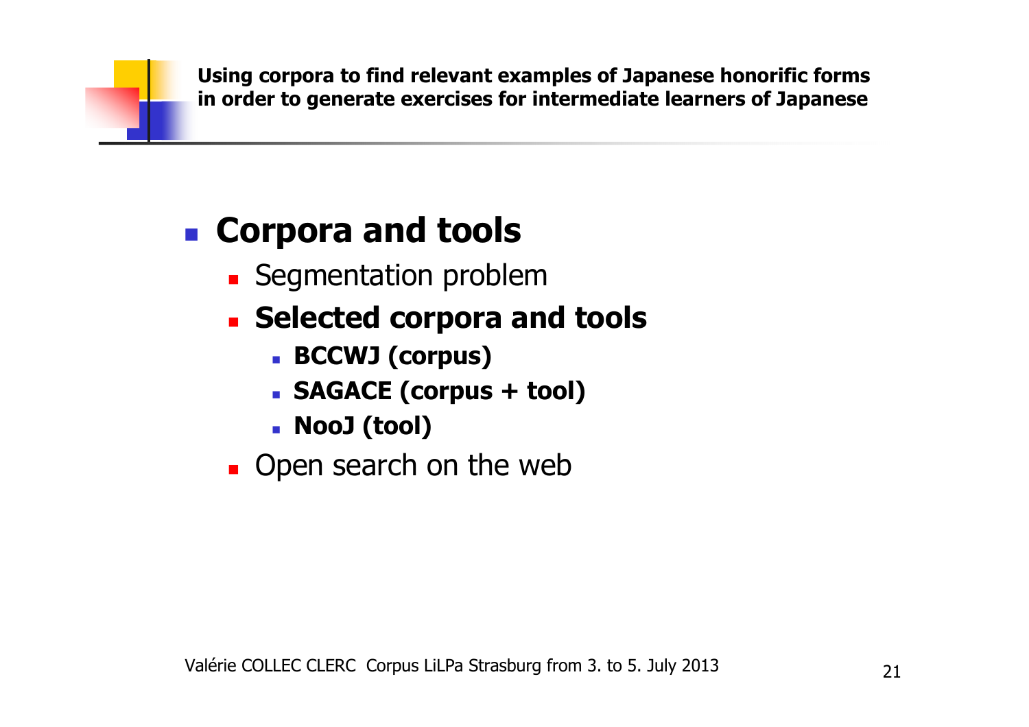- **Corpora and tools**
  - Segmentation problem
  - **Selected corpora and tools**
    - **BCCWJ (corpus)**
    - **SAGACE (corpus + tool)**
    - **NooJ (tool)**
  - Open search on the web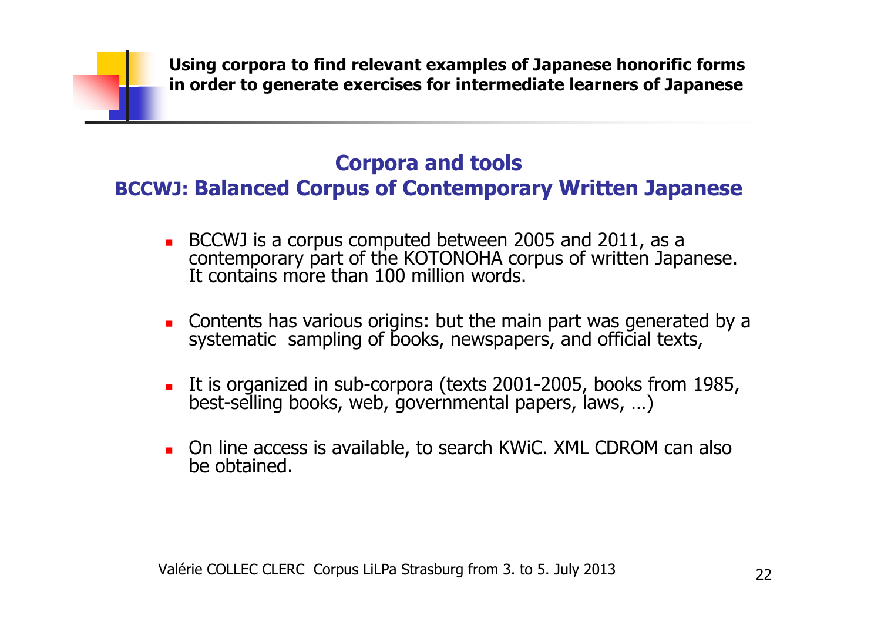## Corpora and tools

### BCCWJ: Balanced Corpus of Contemporary Written Japanese

- BCCWJ is a corpus computed between 2005 and 2011, as a contemporary part of the KOTONOHA corpus of written Japanese. It contains more than 100 million words.
- Contents has various origins: but the main part was generated by a systematic sampling of books, newspapers, and official texts,
- It is organized in sub-corpora (texts 2001-2005, books from 1985, best-selling books, web, governmental papers, laws, …)
- On line access is available, to search KWiC. XML CDROM can also be obtained.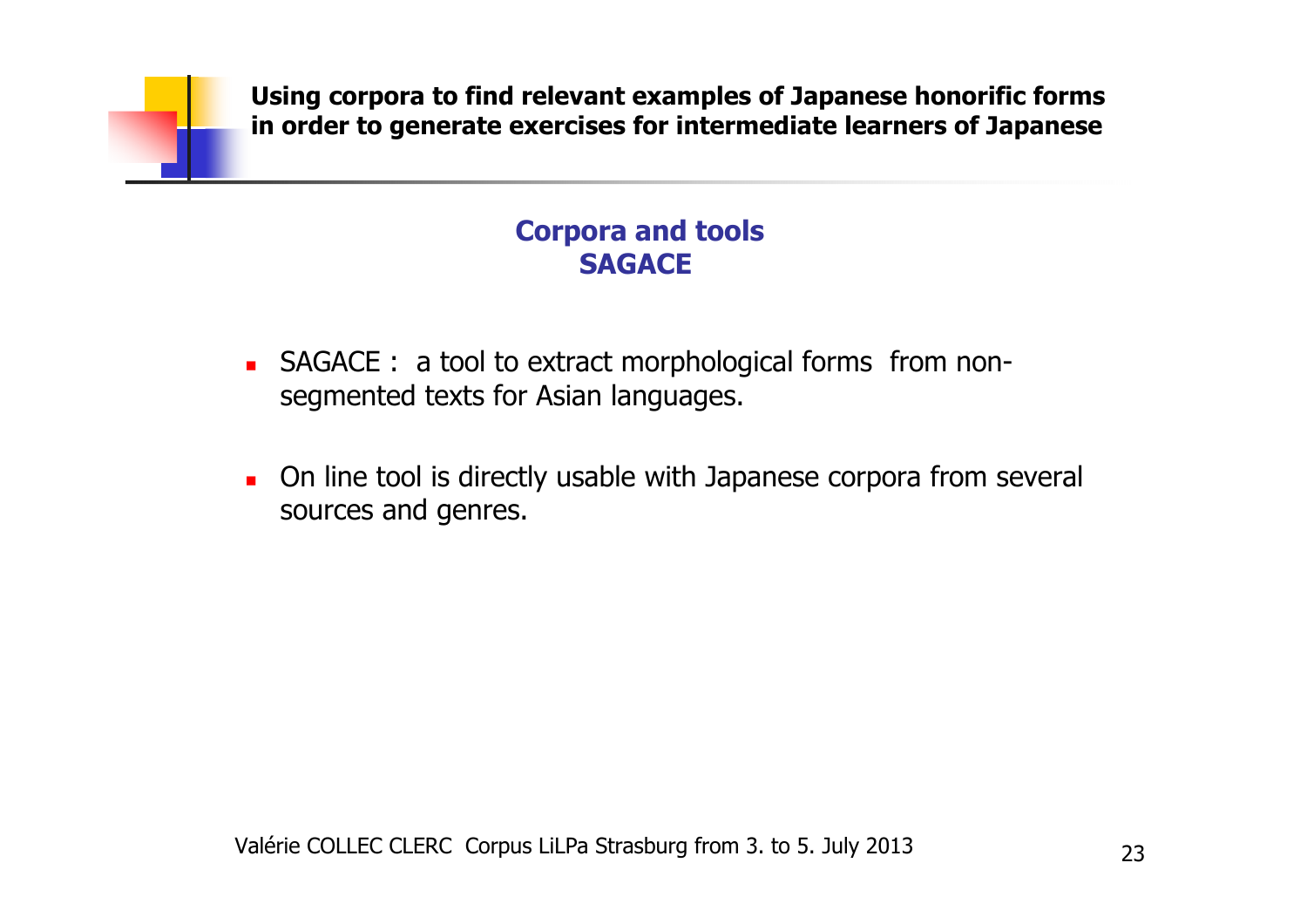## Corpora and tools
## SAGACE

- SAGACE : a tool to extract morphological forms from non-segmented texts for Asian languages.
- On line tool is directly usable with Japanese corpora from several sources and genres.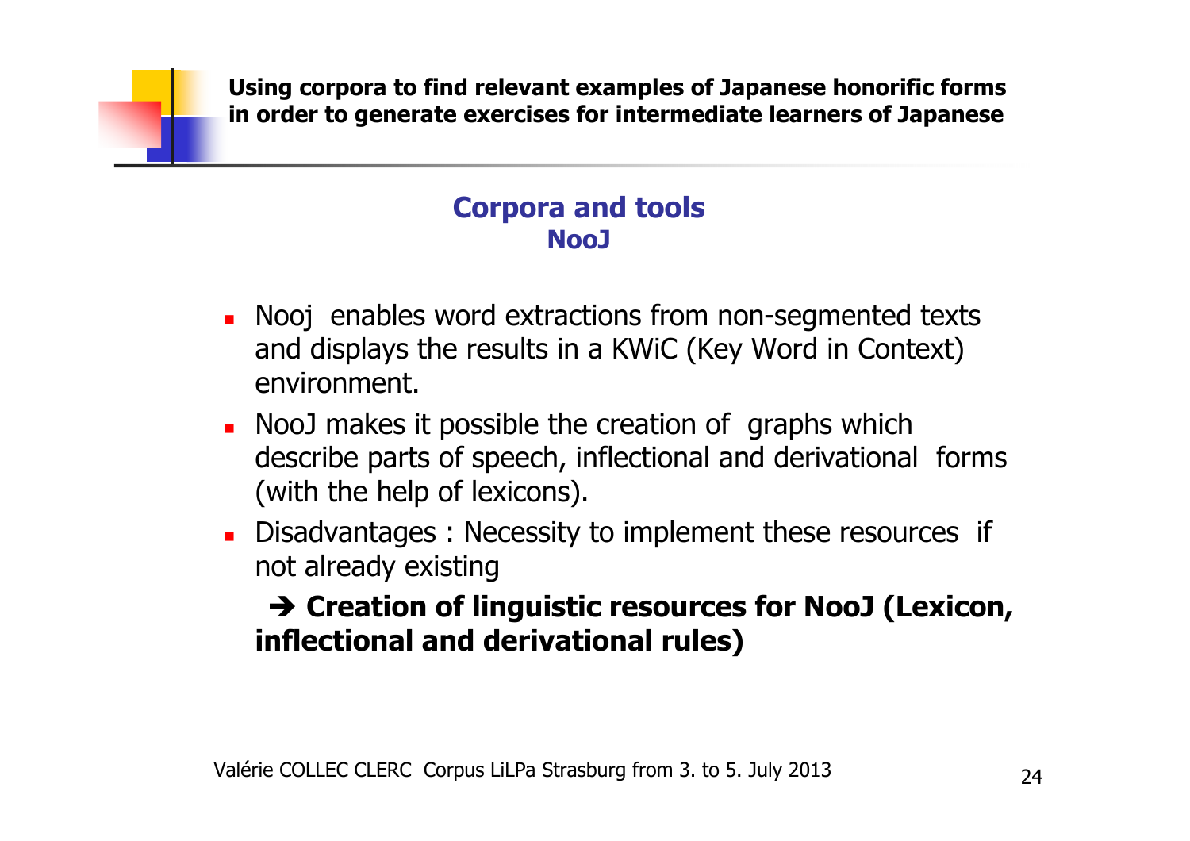## Corpora and tools

### NooJ

- Nooj  enables word extractions from non-segmented texts and displays the results in a KWiC (Key Word in Context) environment.
- NooJ makes it possible the creation of  graphs which describe parts of speech, inflectional and derivational  forms (with the help of lexicons).
- Disadvantages : Necessity to implement these resources  if not already existing

  ➔ **Creation of linguistic resources for NooJ (Lexicon, inflectional and derivational rules)**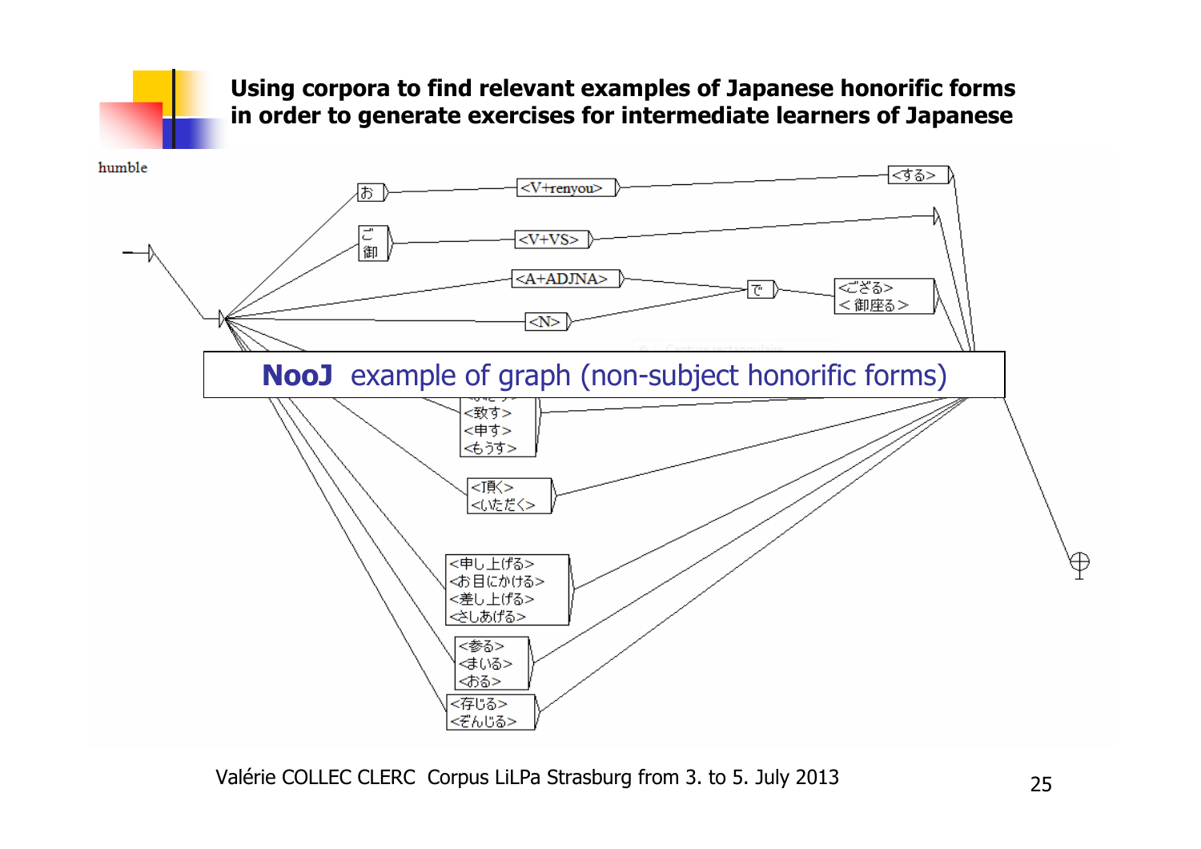**Using corpora to find relevant examples of Japanese honorific forms in order to generate exercises for intermediate learners of Japanese**

humble

お

<V+renyou>

<する>

ご
御

<V+VS>

<A+ADJNA>

で

<ござる>
<御座る>

<N>

**NooJ** example of graph (non-subject honorific forms)

<致す>
<申す>
<もうす>

<頂く>
<いただく>

<申し上げる>
<お目にかける>
<差し上げる>
<さしあげる>

<参る>
<まいる>
<おる>

<存じる>
<ぞんじる>

Valérie COLLEC CLERC Corpus LiLPa Strasburg from 3. to 5. July 2013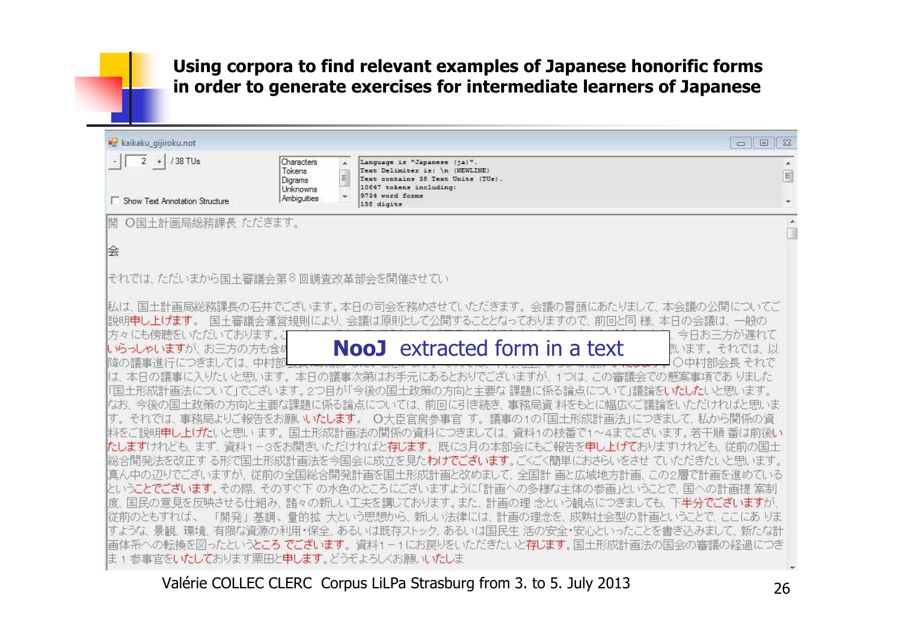# Using corpora to find relevant examples of Japanese honorific forms in order to generate exercises for intermediate learners of Japanese

kaikaku_gijiroku.not

2 / 38 TUs

Show Text Annotation Structure

Characters
Tokens
Digrams
Unknowns
Ambiguities

```
Language is "Japanese (ja)".
Text Delimiter is: \n (NEWLINE)
Text contains 38 Text Units (TUs).
10647 tokens including:
9734 word forms
158 digits
```

開 〇国土計画局総務課長 ただきます。

会

それでは、ただいまから国土審議会第８回調査改革部会を開催させてい

私は、国土計画局総務課長の石井でございます。本日の司会を務めさせていただきます。会議の冒頭にあたりまして、本会議の公開についてご説明申し上げます。 国土審議会運営規則により、会議は原則として公開することとなっておりますので、前回と同 様、本日の会議は、一般の方々にも傍聴をいただいております。… 今日お三方が遅れていらっしゃいますが、お三方の方も含め… 思います。それでは、以降の議事進行につきましては、中村部… 〇中村部会長 それでは、本日の議事に入りたいと思います。本日の議事次第はお手元にあるとおりでございますが、１つは、この審議会での懸案事項であ りました「国土形成計画法について」でございます。２つ目が「今後の国土政策の方向と主要な 課題に係る論点について」議論をいたしたいと思います。なお、今後の国土政策の方向と主要な課題に係る論点については、前回に引き続き、事務局資 料をもとに幅広くご議論をいただければと思います。それでは、事務局よりご報告をお願いいたします。 〇大臣官房参事官 す。議事の１の「国土形成計画法」につきまして、私から関係の資料をご説明申し上げたいと思い ます。国土形成計画法の関係の資料につきましては、資料１の枝番で１〜４までございます。若干順 番は前後いたしますけれども、まず、資料１−３をお開きいただければと存じます。既に３月の本部会にもご報告を申し上げておりますけれども、従前の国土総合開発法を改正す る形で国土形成計画法を今国会に成立を見たわけでございます。ごくごく簡単におさらいをさせ ていただきたいと思います。真ん中の辺りでございますが、従前の全国総合開発計画を国土形成計画と改めまして、全国計 画と広域地方計画、この２層で計画を進めているということでございます。その際、そのすぐ下 の水色のところにございますように「計画への多様な主体の参画」ということで、国への計画提 案制度、国民の意見を反映させる仕組み、諸々の新しい工夫を講じております。また、計画の理 念という観点につきましても、下半分でございますが、従前のともすれば、 「開発」基調、量的拡 大という思想から、新しい法律には、計画の理念を、成熟社会型の計画ということで、ここにあ りますような、景観、環境、有限な資源の利用・保全、あるいは既存ストック、あるいは国民生 活の安全・安心といったことを書き込みまして、新たな計画体系への転換を図ったというところ でございます。 資料１−１にお戻りをいただきたいと存じます。国土形成計画法の国会の審議の経過につきま １ 参事官をいたしております粟田と申します。どうぞよろしくお願いいたしま

**NooJ extracted form in a text**

Valérie COLLEC CLERC Corpus LiLPa Strasburg from 3. to 5. July 2013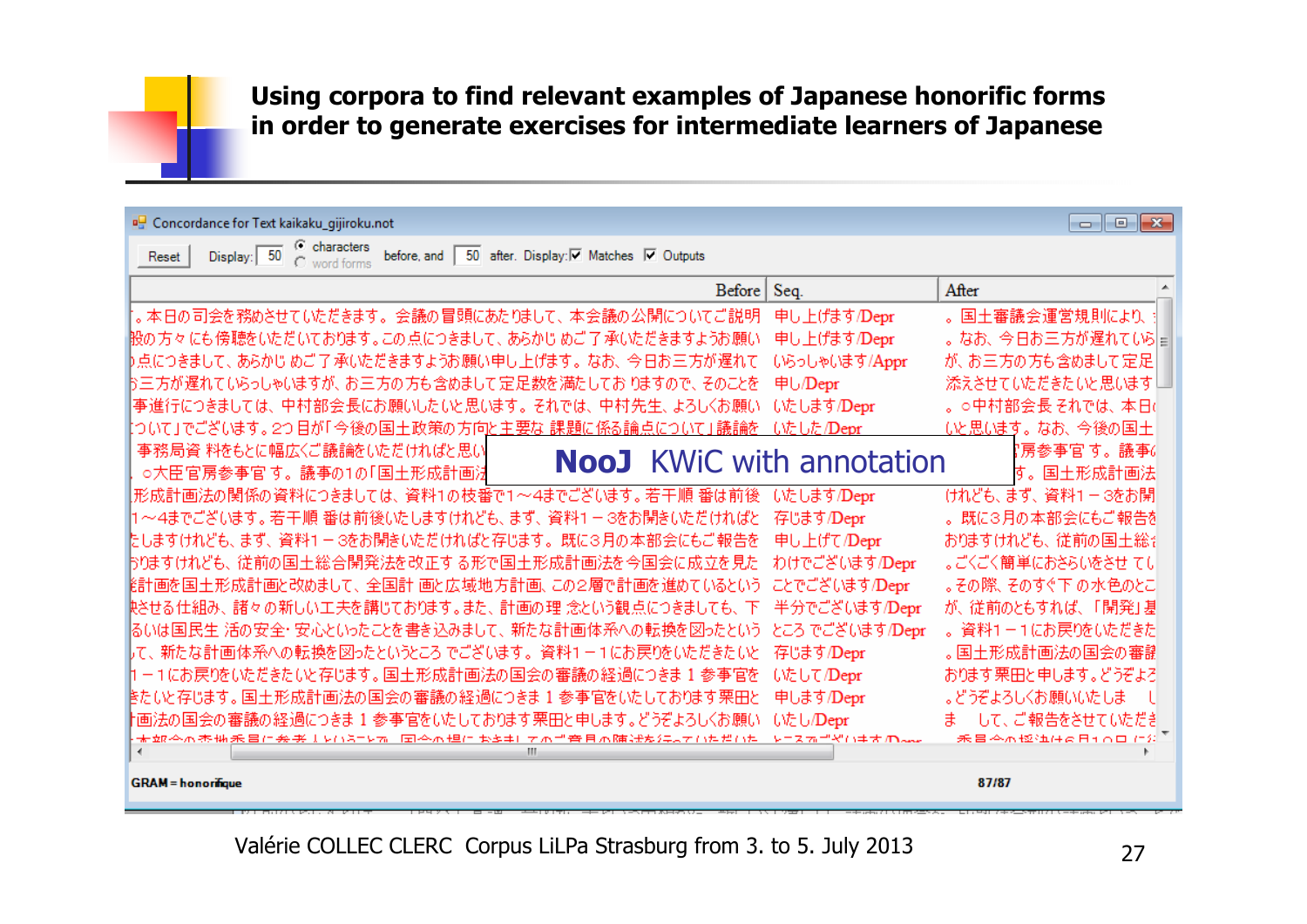# Using corpora to find relevant examples of Japanese honorific forms in order to generate exercises for intermediate learners of Japanese

Concordance for Text kaikaku_gijiroku.not

Reset | Display: 50 characters / word forms before, and 50 after. Display: Matches Outputs

| Before | Seq. | After |
|---|---|---|
| 。本日の司会を務めさせていただきます。会議の冒頭にあたりまして、本会議の公開についてご説明 | 申し上げます/Depr | 。国土審議会運営規則により、 |
| 般の方々にも傍聴をいただいております。この点につきまして、あらかじめご了承いただきますようお願い | 申し上げます/Depr | 。なお、今日お三方が遅れてい |
| 点につきまして、あらかじめご了承いただきますようお願い申し上げます。なお、今日お三方が遅れて | いらっしゃいます/Appr | が、お三方の方も含めまして定足 |
| 三方が遅れていらっしゃいますが、お三方の方も含めまして定足数を満たしておりますので、そのことを | 申し/Depr | 添えさせていただきたいと思います |
| 事進行につきましては、中村部会長にお願いしたいと思います。それでは、中村先生、よろしくお願い | いたします/Depr | 。○中村部会長 それでは、本日 |
| ついて」でございます。2つ目が「今後の国土政策の方向と主要な課題に係る論点について」議論を | いたした/Depr | いと思います。なお、今後の国土 |
| 事務局資料をもとに幅広くご議論をいただければと思い | | 房参事官 す。議事 |
| ○大臣官房参事官 す。議事の1の「国土形成計画法 | | す。国土形成計画法 |
| 形成計画法の関係の資料につきましては、資料1の枝番で1～4までございます。若干順番は前後 | いたします/Depr | けれども、まず、資料1－3をお開 |
| 1～4までございます。若干順番は前後いたしますけれども、まず、資料1－3をお開きいただければと | 存じます/Depr | 。既に3月の本部会にもご報告を |
| たしますけれども、まず、資料1－3をお開きいただければと存じます。既に3月の本部会にもご報告を | 申し上げて/Depr | おりますけれども、従前の国土総 |
| りますけれども、従前の国土総合開発法を改正する形で国土形成計画法を今国会に成立を見た | わけでございます/Depr | 。ごくごく簡単におさらいをさせて |
| 計画を国土形成計画と改めまして、全国計画と広域地方計画、この2層で計画を進めているという | ことでございます/Depr | 。その際、そのすぐ下の水色のとこ |
| させる仕組み、諸々の新しい工夫を講じております。また、計画の理念という観点につきましても、下 | 半分でございます/Depr | が、従前のともすれば、「開発」 |
| るいは国民生活の安全・安心といったことを書き込みまして、新たな計画体系への転換を図ったという | ところでございます/Depr | 。資料1－1にお戻りをいただきた |
| て、新たな計画体系への転換を図ったというところでございます。資料1－1にお戻りをいただきたいと | 存じます/Depr | 。国土形成計画法の国会の審議 |
| 1－1にお戻りをいただきたいと存じます。国土形成計画法の国会の審議の経過につきまして参事官を | いたして/Depr | おります栗田と申します。どうぞよろ |
| たいと存じます。国土形成計画法の国会の審議の経過につきまして参事官をいたしております栗田と | 申します/Depr | 。どうぞよろしくお願いいたしま |
| 画法の国会の審議の経過につきまして参事官をいたしております栗田と申します。どうぞよろしくお願い | いたし/Depr | ましてご報告をさせていただき |

**NooJ KWiC with annotation**

GRAM = honorifique  87/87

Valérie COLLEC CLERC Corpus LiLPa Strasburg from 3. to 5. July 2013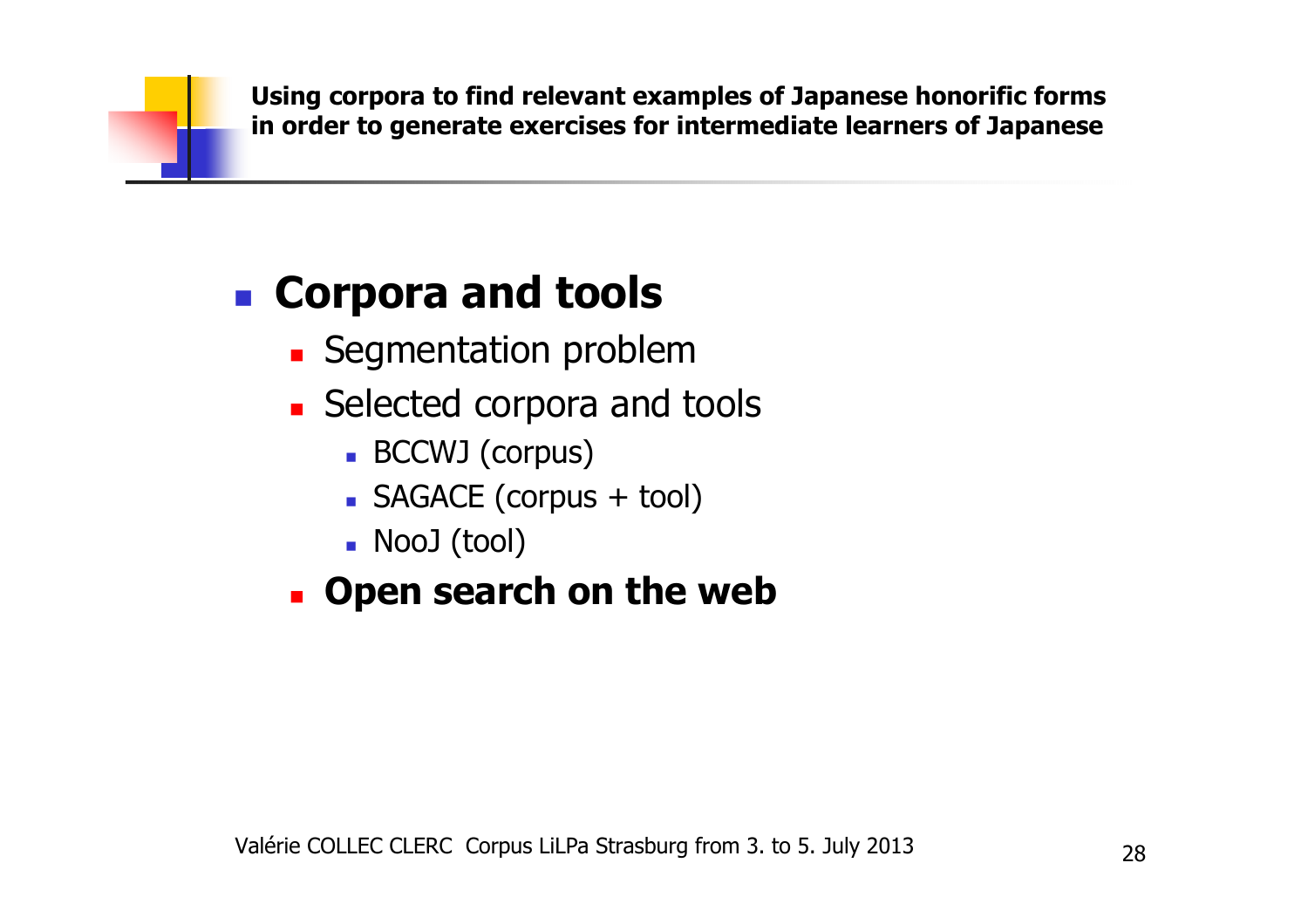- **Corpora and tools**
  - Segmentation problem
  - Selected corpora and tools
    - BCCWJ (corpus)
    - SAGACE (corpus + tool)
    - NooJ (tool)
  - **Open search on the web**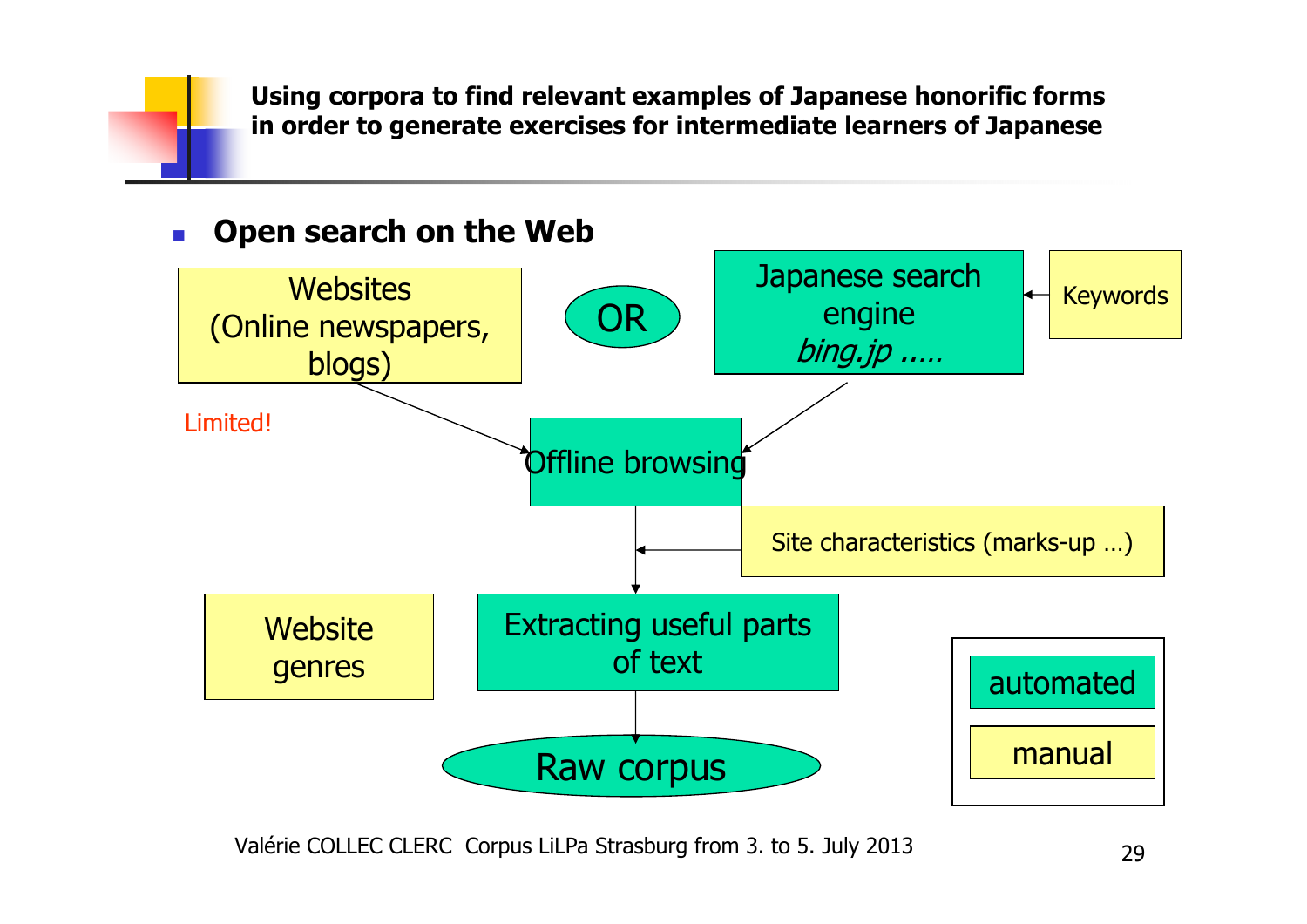**Using corpora to find relevant examples of Japanese honorific forms in order to generate exercises for intermediate learners of Japanese**

- **Open search on the Web**

Websites (Online newspapers, blogs)

OR

Japanese search engine *bing.jp .....*

Keywords

Limited!

Offline browsing

Site characteristics (marks-up …)

Website genres

Extracting useful parts of text

Raw corpus

automated

manual

Valérie COLLEC CLERC Corpus LiLPa Strasburg from 3. to 5. July 2013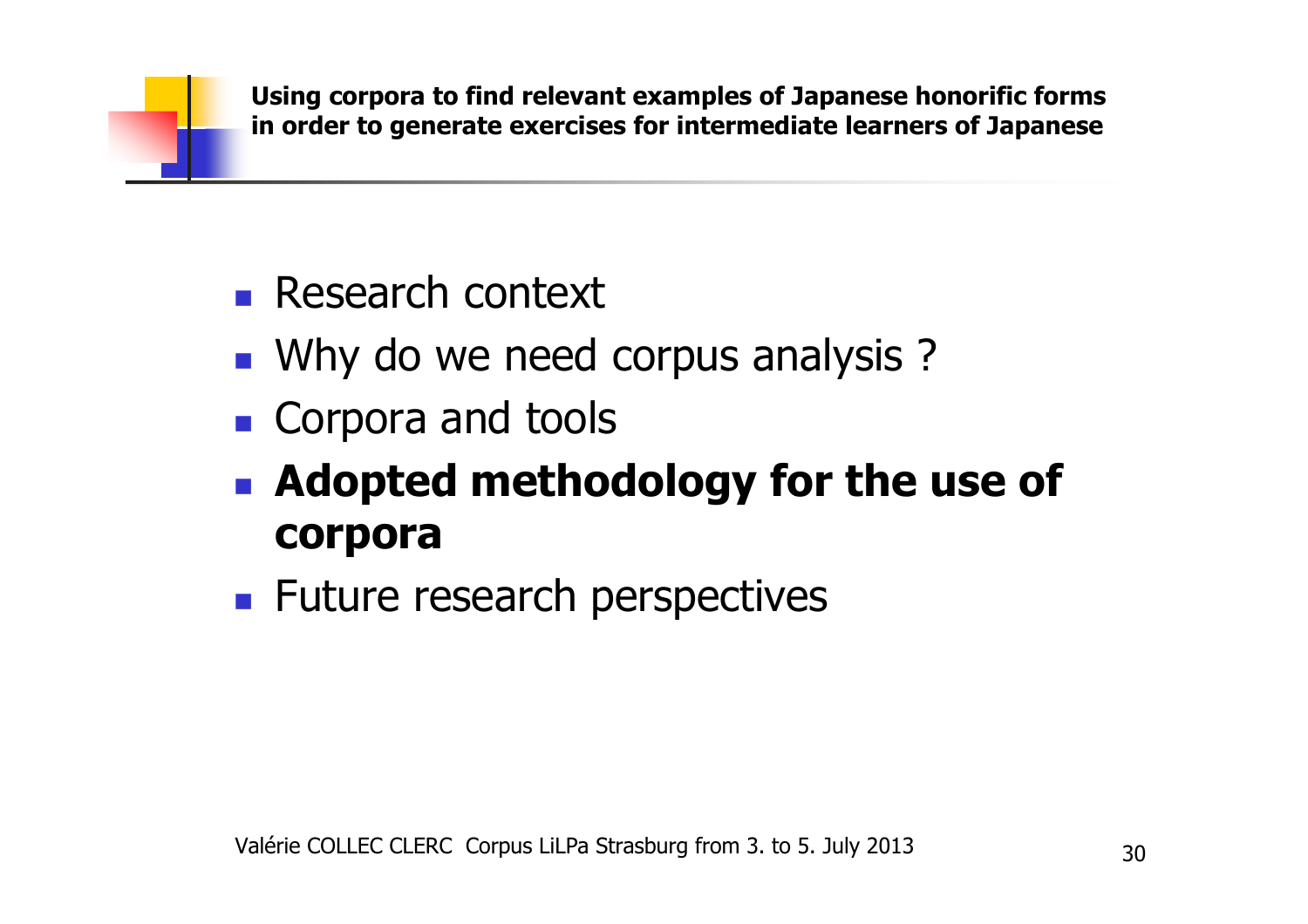- Research context
- Why do we need corpus analysis ?
- Corpora and tools
- **Adopted methodology for the use of corpora**
- Future research perspectives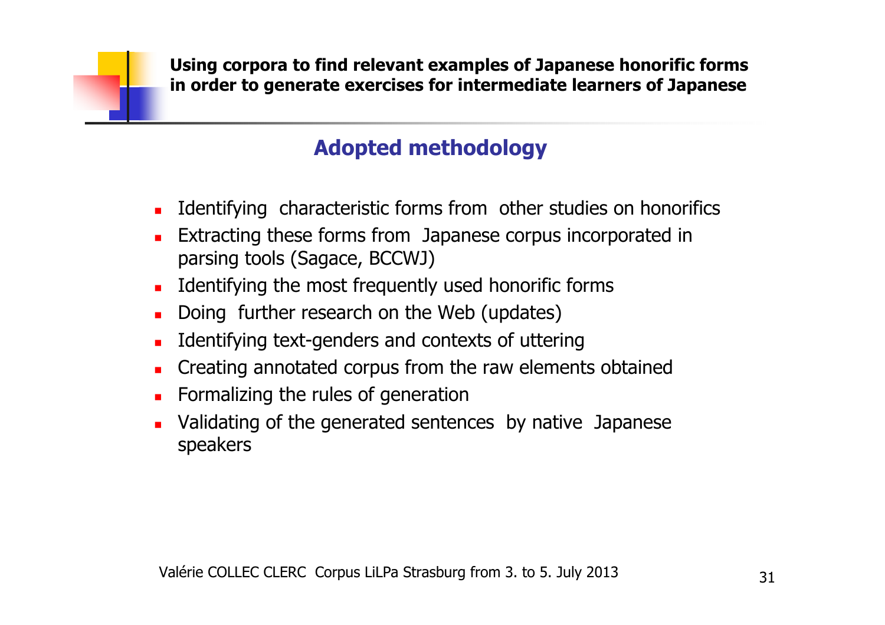## Adopted methodology

- Identifying characteristic forms from other studies on honorifics
- Extracting these forms from Japanese corpus incorporated in parsing tools (Sagace, BCCWJ)
- Identifying the most frequently used honorific forms
- Doing further research on the Web (updates)
- Identifying text-genders and contexts of uttering
- Creating annotated corpus from the raw elements obtained
- Formalizing the rules of generation
- Validating of the generated sentences by native Japanese speakers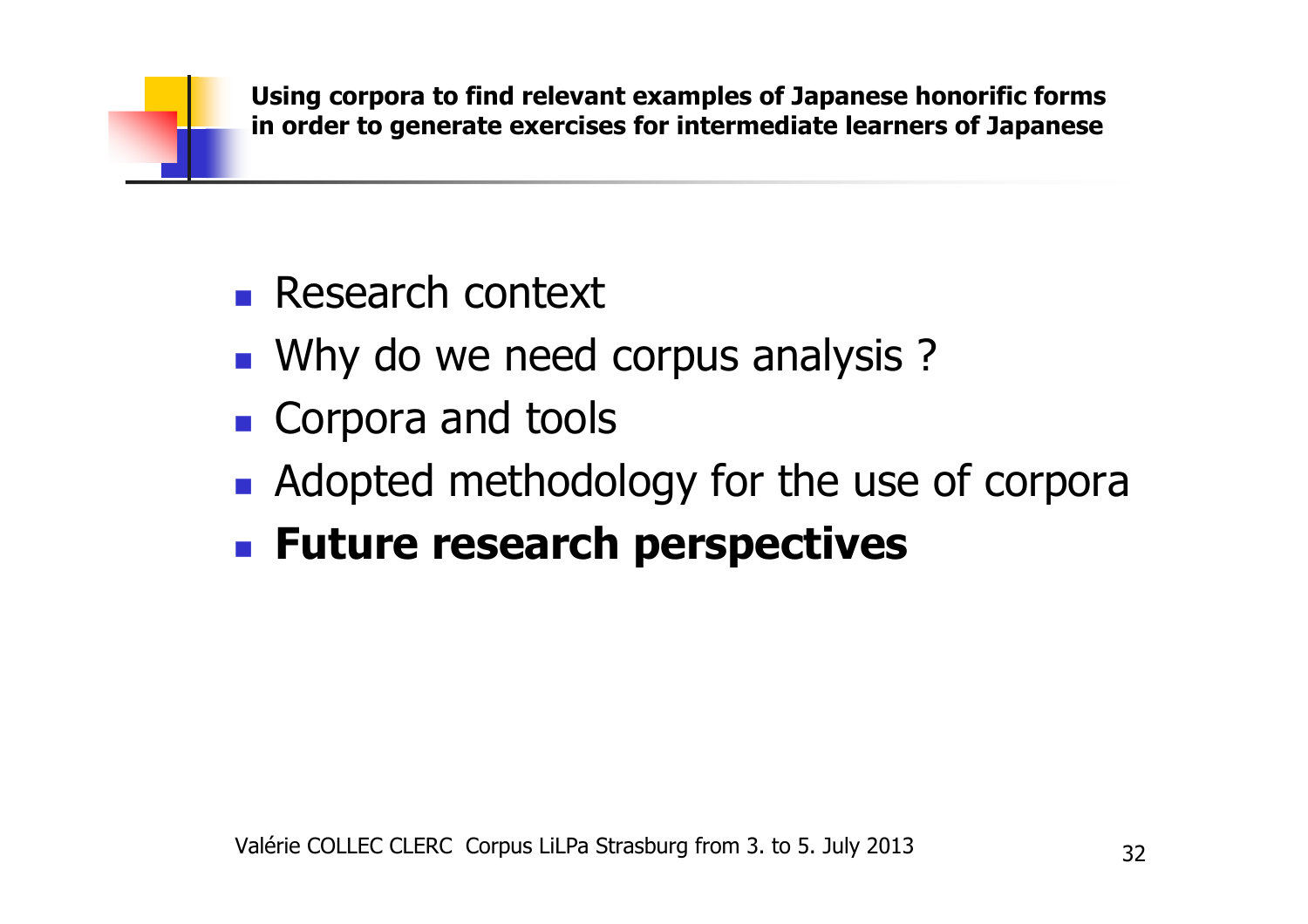- Research context
- Why do we need corpus analysis ?
- Corpora and tools
- Adopted methodology for the use of corpora
- **Future research perspectives**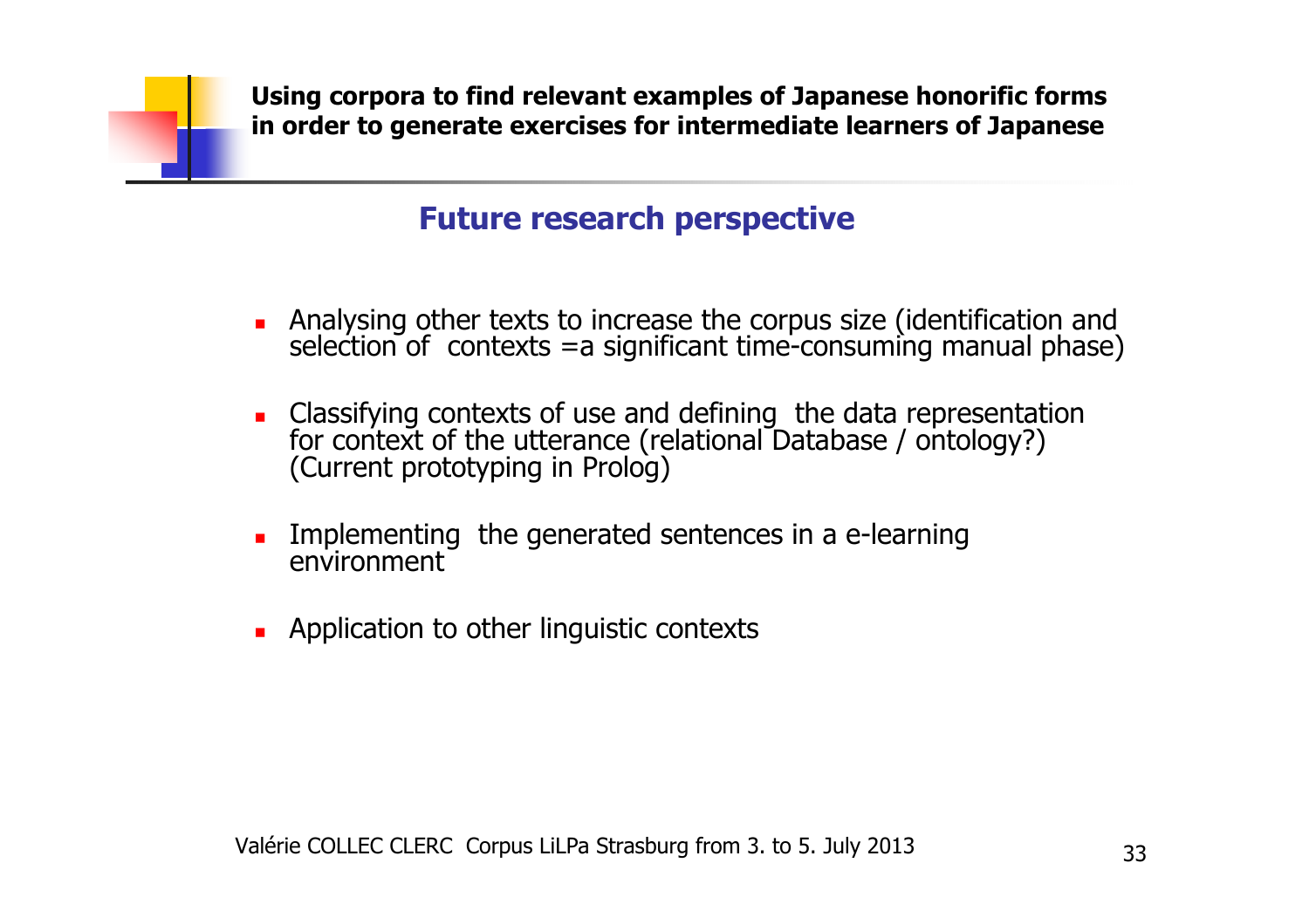## Future research perspective

- Analysing other texts to increase the corpus size (identification and selection of contexts =a significant time-consuming manual phase)
- Classifying contexts of use and defining the data representation for context of the utterance (relational Database / ontology?) (Current prototyping in Prolog)
- Implementing the generated sentences in a e-learning environment
- Application to other linguistic contexts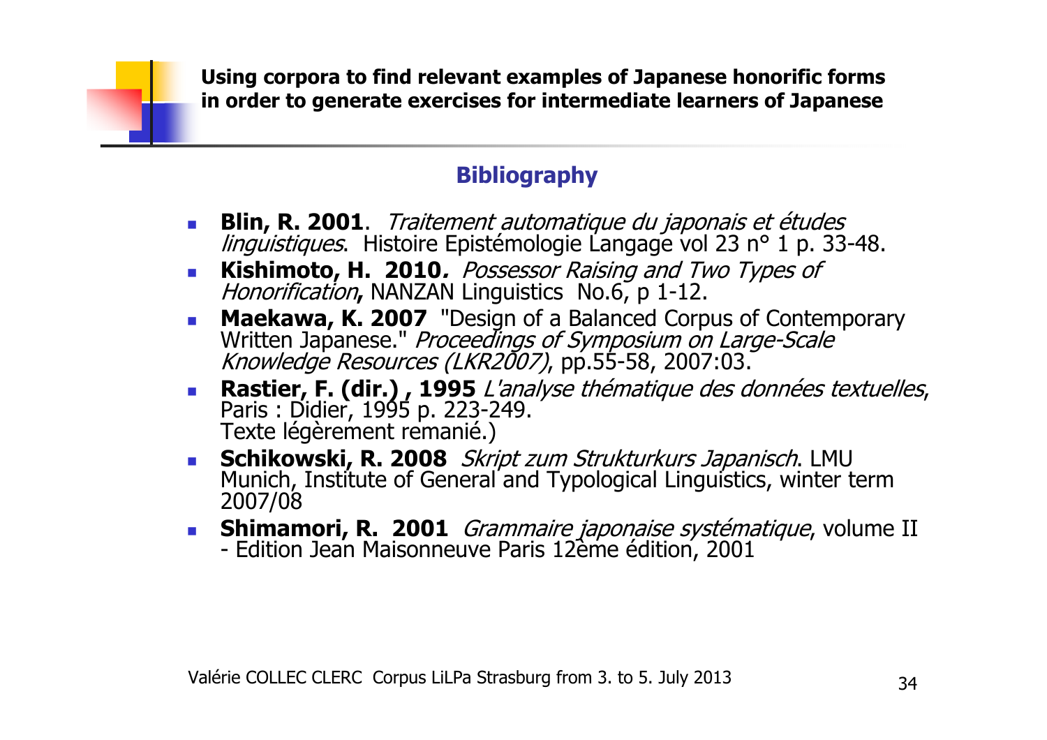## Bibliography

- **Blin, R. 2001**. *Traitement automatique du japonais et études linguistiques*. Histoire Epistémologie Langage vol 23 n° 1 p. 33-48.
- **Kishimoto, H. 2010***.* *Possessor Raising and Two Types of Honorification***,** NANZAN Linguistics No.6, p 1-12.
- **Maekawa, K. 2007** "Design of a Balanced Corpus of Contemporary Written Japanese." *Proceedings of Symposium on Large-Scale Knowledge Resources (LKR2007)*, pp.55-58, 2007:03.
- **Rastier, F. (dir.) , 1995** *L'analyse thématique des données textuelles*, Paris : Didier, 1995 p. 223-249.
  Texte légèrement remanié.)
- **Schikowski, R. 2008** *Skript zum Strukturkurs Japanisch*. LMU Munich, Institute of General and Typological Linguistics, winter term 2007/08
- **Shimamori, R. 2001** *Grammaire japonaise systématique*, volume II - Edition Jean Maisonneuve Paris 12ème édition, 2001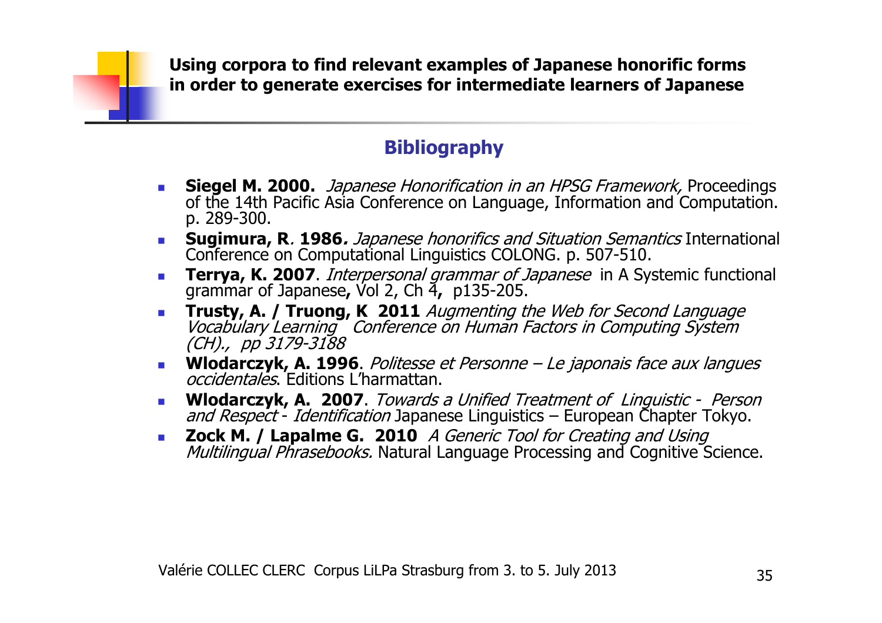## Bibliography

- **Siegel M. 2000.** *Japanese Honorification in an HPSG Framework,* Proceedings of the 14th Pacific Asia Conference on Language, Information and Computation. p. 289-300.
- **Sugimura, R. 1986.** *Japanese honorifics and Situation Semantics* International Conference on Computational Linguistics COLONG. p. 507-510.
- **Terrya, K. 2007**. *Interpersonal grammar of Japanese* in A Systemic functional grammar of Japanese**,** Vol 2, Ch 4**,** p135-205.
- **Trusty, A. / Truong, K 2011** *Augmenting the Web for Second Language Vocabulary Learning Conference on Human Factors in Computing System (CH)., pp 3179-3188*
- **Wlodarczyk, A. 1996**. *Politesse et Personne – Le japonais face aux langues occidentales*. Editions L'harmattan.
- **Wlodarczyk, A. 2007**. *Towards a Unified Treatment of Linguistic - Person and Respect - Identification* Japanese Linguistics – European Chapter Tokyo.
- **Zock M. / Lapalme G. 2010** *A Generic Tool for Creating and Using Multilingual Phrasebooks.* Natural Language Processing and Cognitive Science.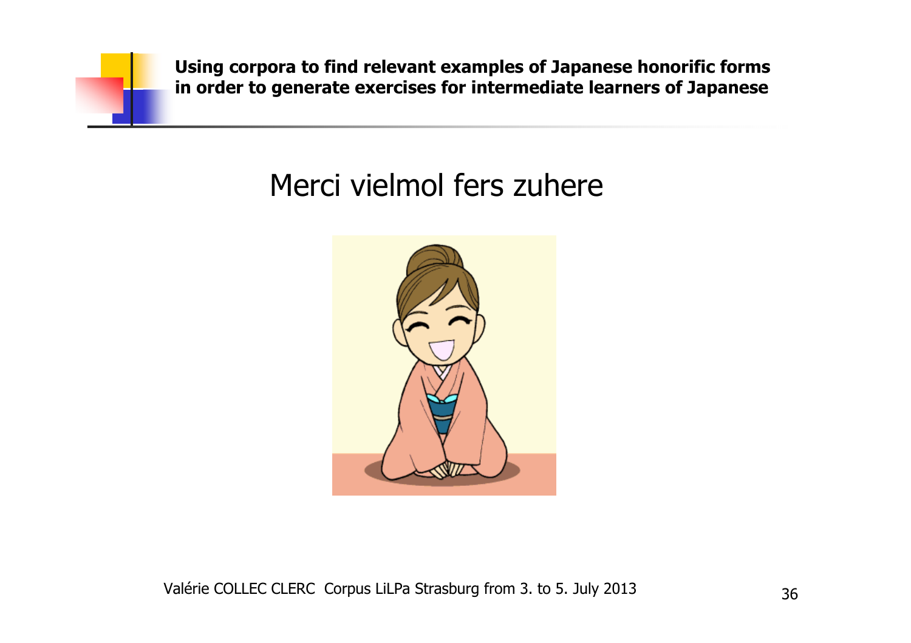# Merci vielmol fers zuhere